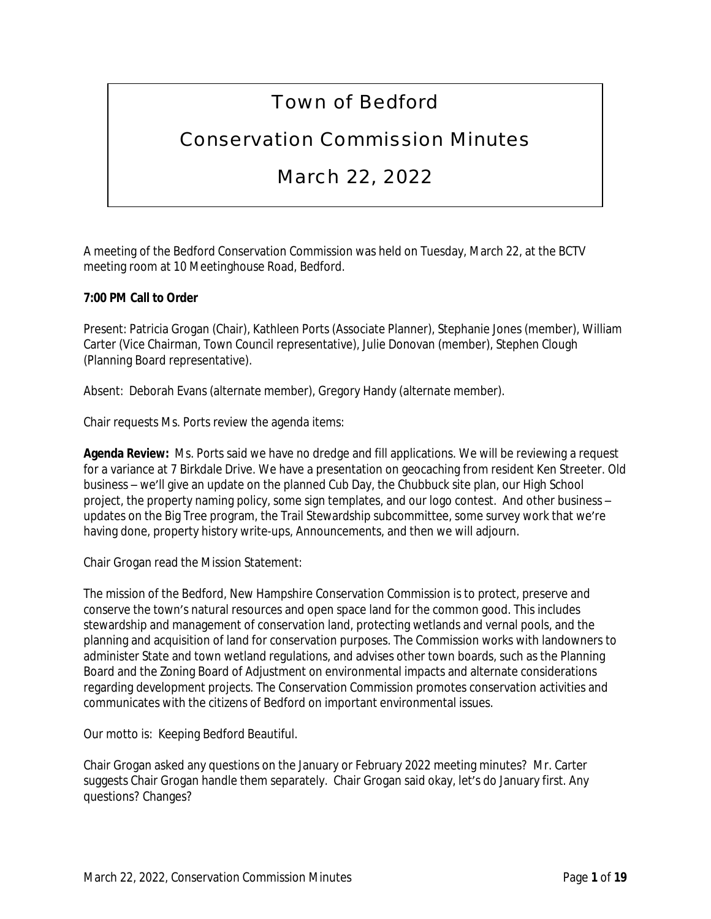# Town of Bedford

## Conservation Commission Minutes

## March 22, 2022

A meeting of the Bedford Conservation Commission was held on Tuesday, March 22, at the BCTV meeting room at 10 Meetinghouse Road, Bedford.

**7:00 PM Call to Order**

Present: Patricia Grogan (Chair), Kathleen Ports (Associate Planner), Stephanie Jones (member), William Carter (Vice Chairman, Town Council representative), Julie Donovan (member), Stephen Clough (Planning Board representative).

Absent: Deborah Evans (alternate member), Gregory Handy (alternate member).

Chair requests Ms. Ports review the agenda items:

**Agenda Review:** Ms. Ports said we have no dredge and fill applications. We will be reviewing a request for a variance at 7 Birkdale Drive. We have a presentation on geocaching from resident Ken Streeter. Old business – we'll give an update on the planned Cub Day, the Chubbuck site plan, our High School project, the property naming policy, some sign templates, and our logo contest. And other business – updates on the Big Tree program, the Trail Stewardship subcommittee, some survey work that we're having done, property history write-ups, Announcements, and then we will adjourn.

Chair Grogan read the Mission Statement:

The mission of the Bedford, New Hampshire Conservation Commission is to protect, preserve and conserve the town's natural resources and open space land for the common good. This includes stewardship and management of conservation land, protecting wetlands and vernal pools, and the planning and acquisition of land for conservation purposes. The Commission works with landowners to administer State and town wetland regulations, and advises other town boards, such as the Planning Board and the Zoning Board of Adjustment on environmental impacts and alternate considerations regarding development projects. The Conservation Commission promotes conservation activities and communicates with the citizens of Bedford on important environmental issues.

Our motto is: Keeping Bedford Beautiful.

Chair Grogan asked any questions on the January or February 2022 meeting minutes? Mr. Carter suggests Chair Grogan handle them separately. Chair Grogan said okay, let's do January first. Any questions? Changes?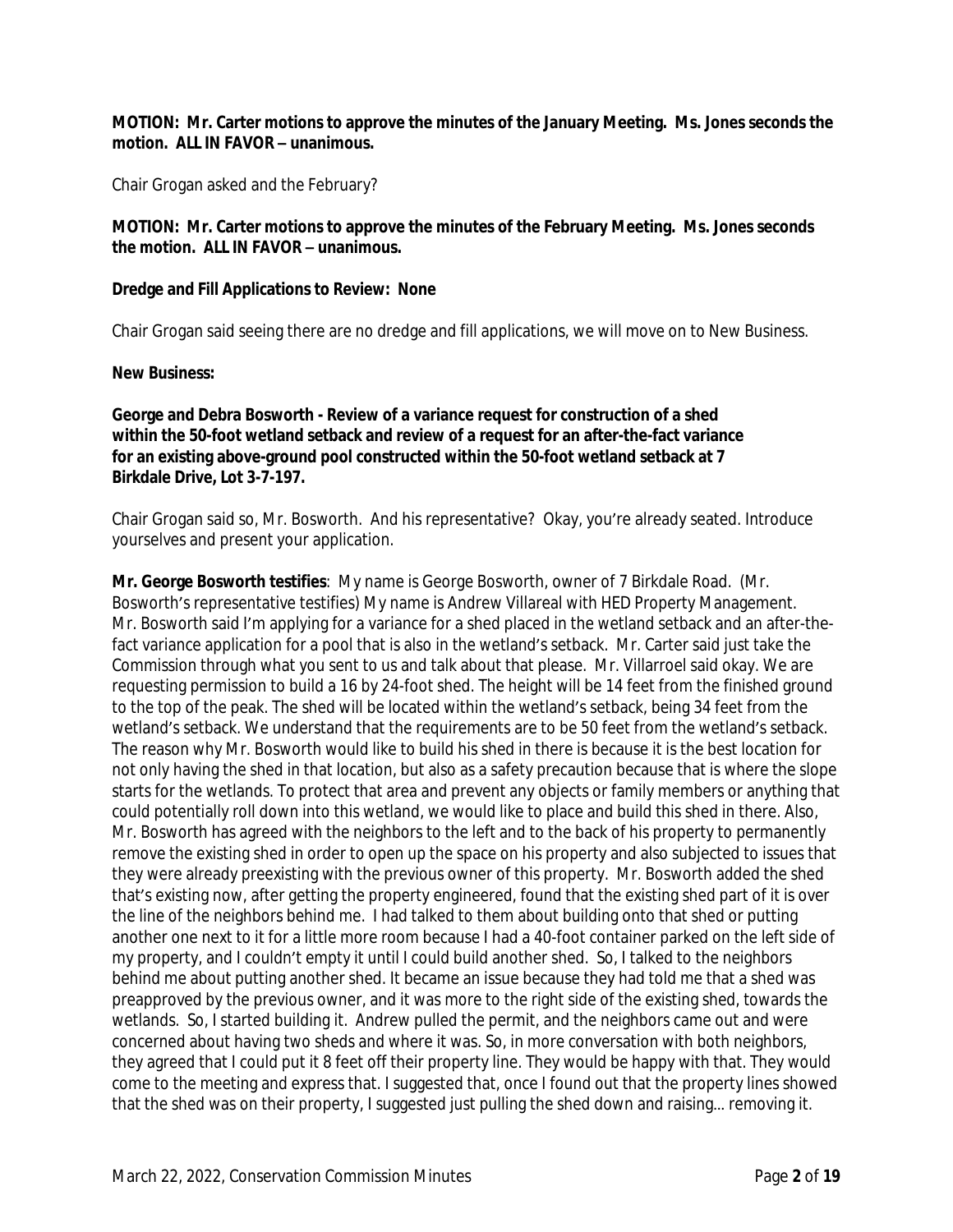**MOTION: Mr. Carter motions to approve the minutes of the January Meeting. Ms. Jones seconds the motion. ALL IN FAVOR – unanimous.**

Chair Grogan asked and the February?

**MOTION: Mr. Carter motions to approve the minutes of the February Meeting. Ms. Jones seconds the motion. ALL IN FAVOR – unanimous.**

**Dredge and Fill Applications to Review: None**

Chair Grogan said seeing there are no dredge and fill applications, we will move on to New Business.

**New Business:**

**George and Debra Bosworth - Review of a variance request for construction of a shed within the 50-foot wetland setback and review of a request for an after-the-fact variance for an existing above-ground pool constructed within the 50-foot wetland setback at 7 Birkdale Drive, Lot 3-7-197.**

Chair Grogan said so, Mr. Bosworth. And his representative? Okay, you're already seated. Introduce yourselves and present your application.

**Mr. George Bosworth testifies**: My name is George Bosworth, owner of 7 Birkdale Road. (Mr. Bosworth's representative testifies) My name is Andrew Villareal with HED Property Management. Mr. Bosworth said I'm applying for a variance for a shed placed in the wetland setback and an after-the-fact variance application for a pool that is also in the wetland's setback. Mr. Carter said just take the Commission through what you sent to us and talk about that please. Mr. Villarroel said okay. We are requesting permission to build a 16 by 24-foot shed. The height will be 14 feet from the finished ground to the top of the peak. The shed will be located within the wetland's setback, being 34 feet from the wetland's setback. We understand that the requirements are to be 50 feet from the wetland's setback. The reason why Mr. Bosworth would like to build his shed in there is because it is the best location for not only having the shed in that location, but also as a safety precaution because that is where the slope starts for the wetlands. To protect that area and prevent any objects or family members or anything that could potentially roll down into this wetland, we would like to place and build this shed in there. Also, Mr. Bosworth has agreed with the neighbors to the left and to the back of his property to permanently remove the existing shed in order to open up the space on his property and also subjected to issues that they were already preexisting with the previous owner of this property. Mr. Bosworth added the shed that's existing now, after getting the property engineered, found that the existing shed part of it is over the line of the neighbors behind me. I had talked to them about building onto that shed or putting another one next to it for a little more room because I had a 40-foot container parked on the left side of my property, and I couldn't empty it until I could build another shed. So, I talked to the neighbors behind me about putting another shed. It became an issue because they had told me that a shed was preapproved by the previous owner, and it was more to the right side of the existing shed, towards the wetlands. So, I started building it. Andrew pulled the permit, and the neighbors came out and were concerned about having two sheds and where it was. So, in more conversation with both neighbors, they agreed that I could put it 8 feet off their property line. They would be happy with that. They would come to the meeting and express that. I suggested that, once I found out that the property lines showed that the shed was on their property, I suggested just pulling the shed down and raising... removing it.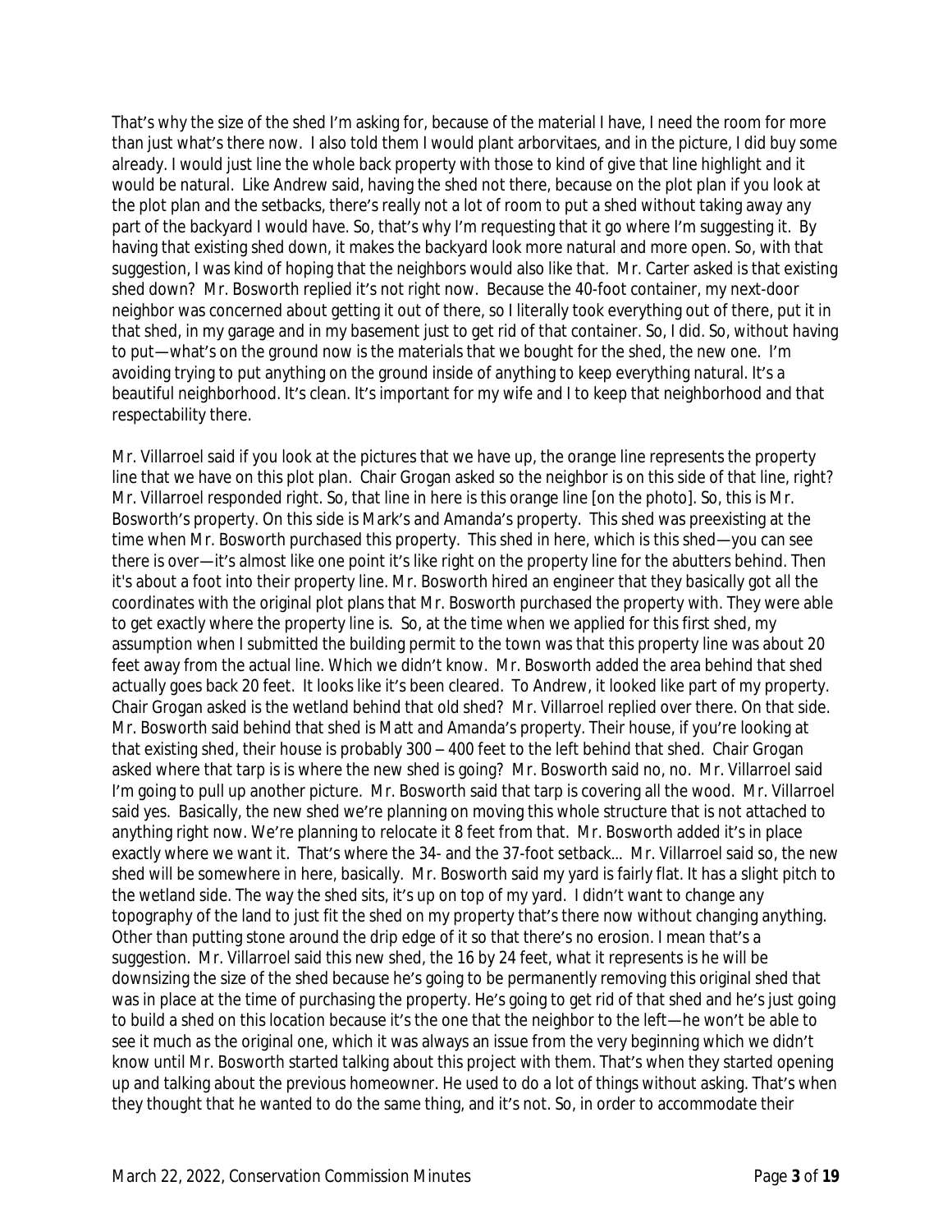That's why the size of the shed I'm asking for, because of the material I have, I need the room for more than just what's there now. I also told them I would plant arborvitaes, and in the picture, I did buy some already. I would just line the whole back property with those to kind of give that line highlight and it would be natural. Like Andrew said, having the shed not there, because on the plot plan if you look at the plot plan and the setbacks, there's really not a lot of room to put a shed without taking away any part of the backyard I would have. So, that's why I'm requesting that it go where I'm suggesting it. By having that existing shed down, it makes the backyard look more natural and more open. So, with that suggestion, I was kind of hoping that the neighbors would also like that. Mr. Carter asked is that existing shed down? Mr. Bosworth replied it's not right now. Because the 40-foot container, my next-door neighbor was concerned about getting it out of there, so I literally took everything out of there, put it in that shed, in my garage and in my basement just to get rid of that container. So, I did. So, without having to put—what's on the ground now is the materials that we bought for the shed, the new one. I'm avoiding trying to put anything on the ground inside of anything to keep everything natural. It's a beautiful neighborhood. It's clean. It's important for my wife and I to keep that neighborhood and that respectability there.

Mr. Villarroel said if you look at the pictures that we have up, the orange line represents the property line that we have on this plot plan. Chair Grogan asked so the neighbor is on this side of that line, right? Mr. Villarroel responded right. So, that line in here is this orange line [on the photo]. So, this is Mr. Bosworth's property. On this side is Mark's and Amanda's property. This shed was preexisting at the time when Mr. Bosworth purchased this property. This shed in here, which is this shed—you can see there is over—it's almost like one point it's like right on the property line for the abutters behind. Then it's about a foot into their property line. Mr. Bosworth hired an engineer that they basically got all the coordinates with the original plot plans that Mr. Bosworth purchased the property with. They were able to get exactly where the property line is. So, at the time when we applied for this first shed, my assumption when I submitted the building permit to the town was that this property line was about 20 feet away from the actual line. Which we didn't know. Mr. Bosworth added the area behind that shed actually goes back 20 feet. It looks like it's been cleared. To Andrew, it looked like part of my property. Chair Grogan asked is the wetland behind that old shed? Mr. Villarroel replied over there. On that side. Mr. Bosworth said behind that shed is Matt and Amanda's property. Their house, if you're looking at that existing shed, their house is probably 300 – 400 feet to the left behind that shed. Chair Grogan asked where that tarp is is where the new shed is going? Mr. Bosworth said no, no. Mr. Villarroel said I'm going to pull up another picture. Mr. Bosworth said that tarp is covering all the wood. Mr. Villarroel said yes. Basically, the new shed we're planning on moving this whole structure that is not attached to anything right now. We're planning to relocate it 8 feet from that. Mr. Bosworth added it's in place exactly where we want it. That's where the 34- and the 37-foot setback… Mr. Villarroel said so, the new shed will be somewhere in here, basically. Mr. Bosworth said my yard is fairly flat. It has a slight pitch to the wetland side. The way the shed sits, it's up on top of my yard. I didn't want to change any topography of the land to just fit the shed on my property that's there now without changing anything. Other than putting stone around the drip edge of it so that there's no erosion. I mean that's a suggestion. Mr. Villarroel said this new shed, the 16 by 24 feet, what it represents is he will be downsizing the size of the shed because he's going to be permanently removing this original shed that was in place at the time of purchasing the property. He's going to get rid of that shed and he's just going to build a shed on this location because it's the one that the neighbor to the left—he won't be able to see it much as the original one, which it was always an issue from the very beginning which we didn't know until Mr. Bosworth started talking about this project with them. That's when they started opening up and talking about the previous homeowner. He used to do a lot of things without asking. That's when they thought that he wanted to do the same thing, and it's not. So, in order to accommodate their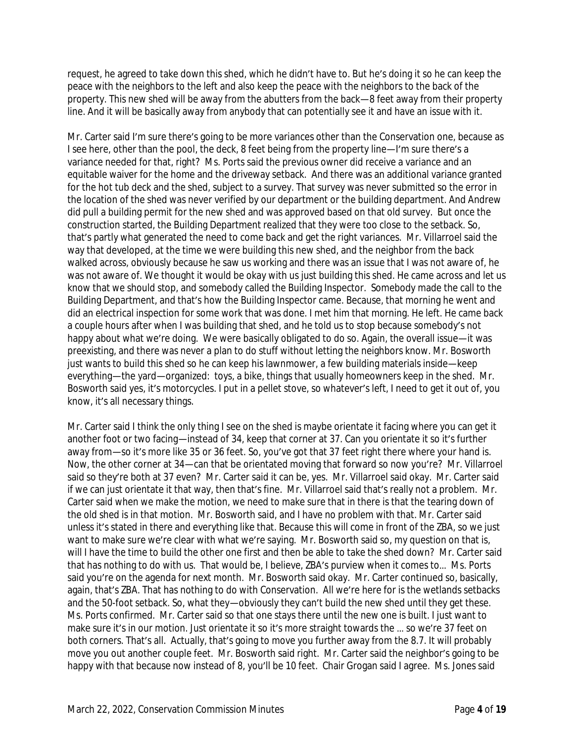request, he agreed to take down this shed, which he didn't have to. But he's doing it so he can keep the peace with the neighbors to the left and also keep the peace with the neighbors to the back of the property. This new shed will be away from the abutters from the back—8 feet away from their property line. And it will be basically away from anybody that can potentially see it and have an issue with it.

Mr. Carter said I'm sure there's going to be more variances other than the Conservation one, because as I see here, other than the pool, the deck, 8 feet being from the property line—I'm sure there's a variance needed for that, right? Ms. Ports said the previous owner did receive a variance and an equitable waiver for the home and the driveway setback. And there was an additional variance granted for the hot tub deck and the shed, subject to a survey. That survey was never submitted so the error in the location of the shed was never verified by our department or the building department. And Andrew did pull a building permit for the new shed and was approved based on that old survey. But once the construction started, the Building Department realized that they were too close to the setback. So, that's partly what generated the need to come back and get the right variances. Mr. Villarroel said the way that developed, at the time we were building this new shed, and the neighbor from the back walked across, obviously because he saw us working and there was an issue that I was not aware of, he was not aware of. We thought it would be okay with us just building this shed. He came across and let us know that we should stop, and somebody called the Building Inspector. Somebody made the call to the Building Department, and that's how the Building Inspector came. Because, that morning he went and did an electrical inspection for some work that was done. I met him that morning. He left. He came back a couple hours after when I was building that shed, and he told us to stop because somebody's not happy about what we're doing. We were basically obligated to do so. Again, the overall issue—it was preexisting, and there was never a plan to do stuff without letting the neighbors know. Mr. Bosworth just wants to build this shed so he can keep his lawnmower, a few building materials inside—keep everything—the yard—organized: toys, a bike, things that usually homeowners keep in the shed. Mr. Bosworth said yes, it's motorcycles. I put in a pellet stove, so whatever's left, I need to get it out of, you know, it's all necessary things.

Mr. Carter said I think the only thing I see on the shed is maybe orientate it facing where you can get it another foot or two facing—instead of 34, keep that corner at 37. Can you orientate it so it's further away from—so it's more like 35 or 36 feet. So, you've got that 37 feet right there where your hand is. Now, the other corner at 34—can that be orientated moving that forward so now you're? Mr. Villarroel said so they're both at 37 even? Mr. Carter said it can be, yes. Mr. Villarroel said okay. Mr. Carter said if we can just orientate it that way, then that's fine. Mr. Villarroel said that's really not a problem. Mr. Carter said when we make the motion, we need to make sure that in there is that the tearing down of the old shed is in that motion. Mr. Bosworth said, and I have no problem with that. Mr. Carter said unless it's stated in there and everything like that. Because this will come in front of the ZBA, so we just want to make sure we're clear with what we're saying. Mr. Bosworth said so, my question on that is, will I have the time to build the other one first and then be able to take the shed down? Mr. Carter said that has nothing to do with us. That would be, I believe, ZBA's purview when it comes to... Ms. Ports said you're on the agenda for next month. Mr. Bosworth said okay. Mr. Carter continued so, basically, again, that's ZBA. That has nothing to do with Conservation. All we're here for is the wetlands setbacks and the 50-foot setback. So, what they—obviously they can't build the new shed until they get these. Ms. Ports confirmed. Mr. Carter said so that one stays there until the new one is built. I just want to make sure it's in our motion. Just orientate it so it's more straight towards the ... so we're 37 feet on both corners. That's all. Actually, that's going to move you further away from the 8.7. It will probably move you out another couple feet. Mr. Bosworth said right. Mr. Carter said the neighbor's going to be happy with that because now instead of 8, you'll be 10 feet. Chair Grogan said I agree. Ms. Jones said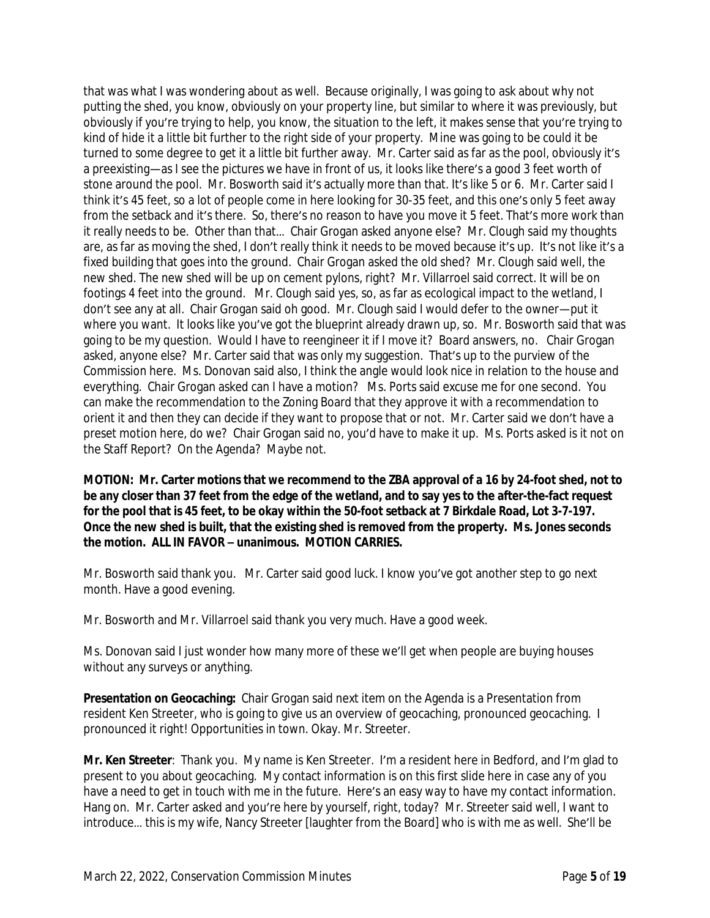that was what I was wondering about as well. Because originally, I was going to ask about why not putting the shed, you know, obviously on your property line, but similar to where it was previously, but obviously if you're trying to help, you know, the situation to the left, it makes sense that you're trying to kind of hide it a little bit further to the right side of your property. Mine was going to be could it be turned to some degree to get it a little bit further away. Mr. Carter said as far as the pool, obviously it's a preexisting—as I see the pictures we have in front of us, it looks like there's a good 3 feet worth of stone around the pool. Mr. Bosworth said it's actually more than that. It's like 5 or 6. Mr. Carter said I think it's 45 feet, so a lot of people come in here looking for 30-35 feet, and this one's only 5 feet away from the setback and it's there. So, there's no reason to have you move it 5 feet. That's more work than it really needs to be. Other than that... Chair Grogan asked anyone else? Mr. Clough said my thoughts are, as far as moving the shed, I don't really think it needs to be moved because it's up. It's not like it's a fixed building that goes into the ground. Chair Grogan asked the old shed? Mr. Clough said well, the new shed. The new shed will be up on cement pylons, right? Mr. Villarroel said correct. It will be on footings 4 feet into the ground. Mr. Clough said yes, so, as far as ecological impact to the wetland, I don't see any at all. Chair Grogan said oh good. Mr. Clough said I would defer to the owner—put it where you want. It looks like you've got the blueprint already drawn up, so. Mr. Bosworth said that was going to be my question. Would I have to reengineer it if I move it? Board answers, no. Chair Grogan asked, anyone else? Mr. Carter said that was only my suggestion. That's up to the purview of the Commission here. Ms. Donovan said also, I think the angle would look nice in relation to the house and everything. Chair Grogan asked can I have a motion? Ms. Ports said excuse me for one second. You can make the recommendation to the Zoning Board that they approve it with a recommendation to orient it and then they can decide if they want to propose that or not. Mr. Carter said we don't have a preset motion here, do we? Chair Grogan said no, you'd have to make it up. Ms. Ports asked is it not on the Staff Report? On the Agenda? Maybe not.

**MOTION: Mr. Carter motions that we recommend to the ZBA approval of a 16 by 24-foot shed, not to be any closer than 37 feet from the edge of the wetland, and to say yes to the after-the-fact request for the pool that is 45 feet, to be okay within the 50-foot setback at 7 Birkdale Road, Lot 3-7-197. Once the new shed is built, that the existing shed is removed from the property. Ms. Jones seconds the motion. ALL IN FAVOR – unanimous. MOTION CARRIES.**

Mr. Bosworth said thank you. Mr. Carter said good luck. I know you've got another step to go next month. Have a good evening.

Mr. Bosworth and Mr. Villarroel said thank you very much. Have a good week.

Ms. Donovan said I just wonder how many more of these we'll get when people are buying houses without any surveys or anything.

**Presentation on Geocaching:** Chair Grogan said next item on the Agenda is a Presentation from resident Ken Streeter, who is going to give us an overview of geocaching, pronounced geocaching. I pronounced it right! Opportunities in town. Okay. Mr. Streeter.

**Mr. Ken Streeter**: Thank you. My name is Ken Streeter. I'm a resident here in Bedford, and I'm glad to present to you about geocaching. My contact information is on this first slide here in case any of you have a need to get in touch with me in the future. Here's an easy way to have my contact information. Hang on. Mr. Carter asked and you're here by yourself, right, today? Mr. Streeter said well, I want to introduce... this is my wife, Nancy Streeter [laughter from the Board] who is with me as well. She'll be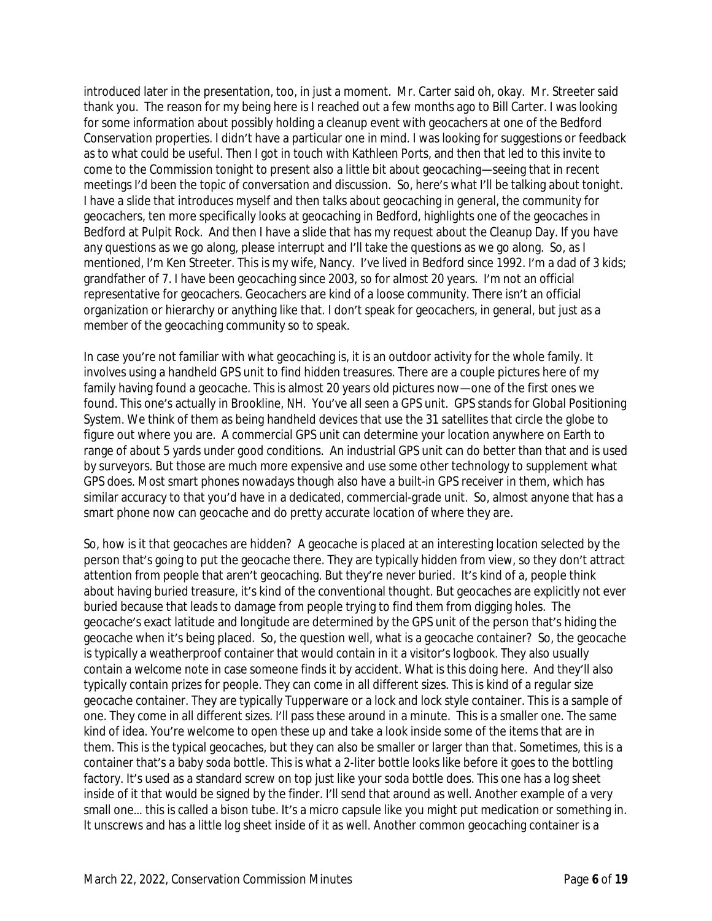introduced later in the presentation, too, in just a moment. Mr. Carter said oh, okay. Mr. Streeter said thank you. The reason for my being here is I reached out a few months ago to Bill Carter. I was looking for some information about possibly holding a cleanup event with geocachers at one of the Bedford Conservation properties. I didn't have a particular one in mind. I was looking for suggestions or feedback as to what could be useful. Then I got in touch with Kathleen Ports, and then that led to this invite to come to the Commission tonight to present also a little bit about geocaching—seeing that in recent meetings I'd been the topic of conversation and discussion. So, here's what I'll be talking about tonight. I have a slide that introduces myself and then talks about geocaching in general, the community for geocachers, ten more specifically looks at geocaching in Bedford, highlights one of the geocaches in Bedford at Pulpit Rock. And then I have a slide that has my request about the Cleanup Day. If you have any questions as we go along, please interrupt and I'll take the questions as we go along. So, as I mentioned, I'm Ken Streeter. This is my wife, Nancy. I've lived in Bedford since 1992. I'm a dad of 3 kids; grandfather of 7. I have been geocaching since 2003, so for almost 20 years. I'm not an official representative for geocachers. Geocachers are kind of a loose community. There isn't an official organization or hierarchy or anything like that. I don't speak for geocachers, in general, but just as a member of the geocaching community so to speak.

In case you're not familiar with what geocaching is, it is an outdoor activity for the whole family. It involves using a handheld GPS unit to find hidden treasures. There are a couple pictures here of my family having found a geocache. This is almost 20 years old pictures now—one of the first ones we found. This one's actually in Brookline, NH. You've all seen a GPS unit. GPS stands for Global Positioning System. We think of them as being handheld devices that use the 31 satellites that circle the globe to figure out where you are. A commercial GPS unit can determine your location anywhere on Earth to range of about 5 yards under good conditions. An industrial GPS unit can do better than that and is used by surveyors. But those are much more expensive and use some other technology to supplement what GPS does. Most smart phones nowadays though also have a built-in GPS receiver in them, which has similar accuracy to that you'd have in a dedicated, commercial-grade unit. So, almost anyone that has a smart phone now can geocache and do pretty accurate location of where they are.

So, how is it that geocaches are hidden? A geocache is placed at an interesting location selected by the person that's going to put the geocache there. They are typically hidden from view, so they don't attract attention from people that aren't geocaching. But they're never buried. It's kind of a, people think about having buried treasure, it's kind of the conventional thought. But geocaches are explicitly not ever buried because that leads to damage from people trying to find them from digging holes. The geocache's exact latitude and longitude are determined by the GPS unit of the person that's hiding the geocache when it's being placed. So, the question well, what is a geocache container? So, the geocache is typically a weatherproof container that would contain in it a visitor's logbook. They also usually contain a welcome note in case someone finds it by accident. What is this doing here. And they'll also typically contain prizes for people. They can come in all different sizes. This is kind of a regular size geocache container. They are typically Tupperware or a lock and lock style container. This is a sample of one. They come in all different sizes. I'll pass these around in a minute. This is a smaller one. The same kind of idea. You're welcome to open these up and take a look inside some of the items that are in them. This is the typical geocaches, but they can also be smaller or larger than that. Sometimes, this is a container that's a baby soda bottle. This is what a 2-liter bottle looks like before it goes to the bottling factory. It's used as a standard screw on top just like your soda bottle does. This one has a log sheet inside of it that would be signed by the finder. I'll send that around as well. Another example of a very small one... this is called a bison tube. It's a micro capsule like you might put medication or something in. It unscrews and has a little log sheet inside of it as well. Another common geocaching container is a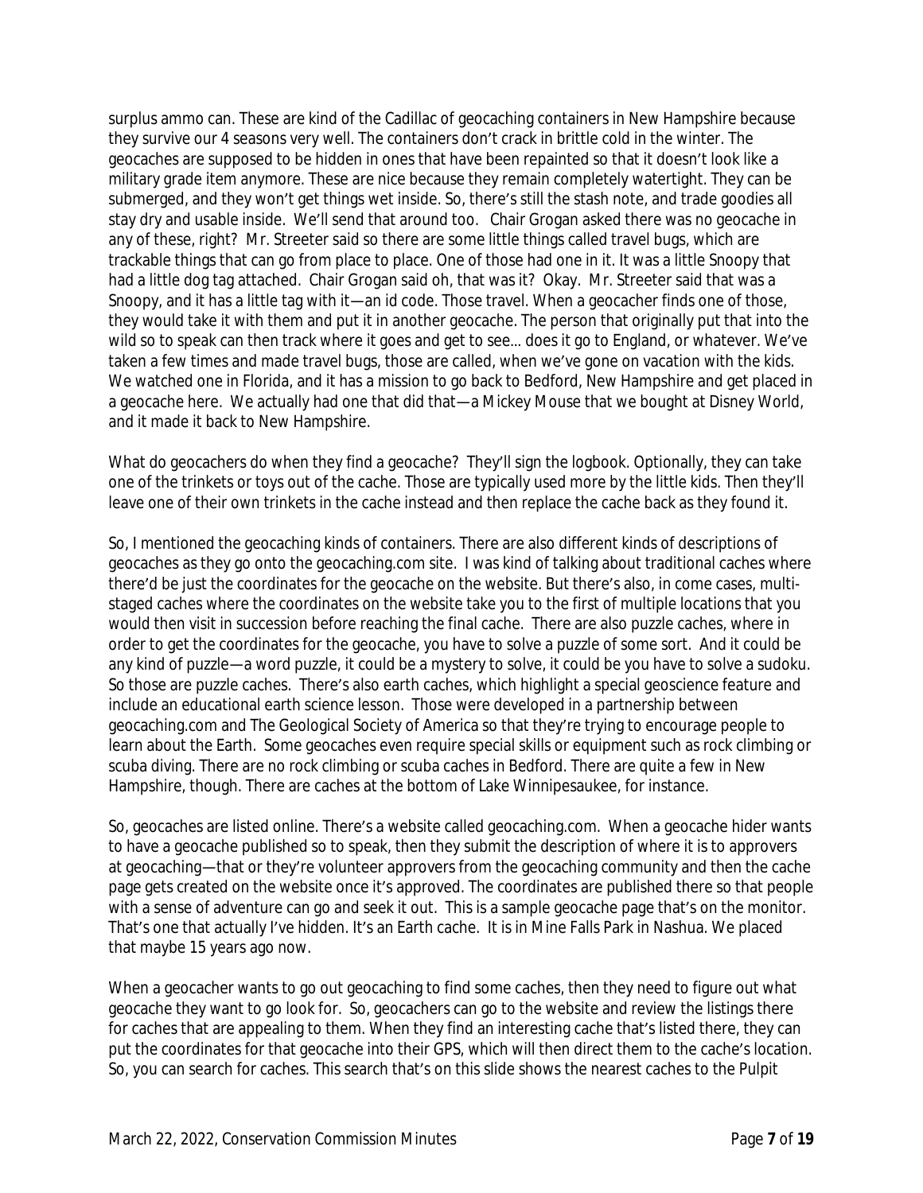surplus ammo can. These are kind of the Cadillac of geocaching containers in New Hampshire because they survive our 4 seasons very well. The containers don't crack in brittle cold in the winter. The geocaches are supposed to be hidden in ones that have been repainted so that it doesn't look like a military grade item anymore. These are nice because they remain completely watertight. They can be submerged, and they won't get things wet inside. So, there's still the stash note, and trade goodies all stay dry and usable inside. We'll send that around too. Chair Grogan asked there was no geocache in any of these, right? Mr. Streeter said so there are some little things called travel bugs, which are trackable things that can go from place to place. One of those had one in it. It was a little Snoopy that had a little dog tag attached. Chair Grogan said oh, that was it? Okay. Mr. Streeter said that was a Snoopy, and it has a little tag with it—an id code. Those travel. When a geocacher finds one of those, they would take it with them and put it in another geocache. The person that originally put that into the wild so to speak can then track where it goes and get to see... does it go to England, or whatever. We've taken a few times and made travel bugs, those are called, when we've gone on vacation with the kids. We watched one in Florida, and it has a mission to go back to Bedford, New Hampshire and get placed in a geocache here. We actually had one that did that—a Mickey Mouse that we bought at Disney World, and it made it back to New Hampshire.

What do geocachers do when they find a geocache? They'll sign the logbook. Optionally, they can take one of the trinkets or toys out of the cache. Those are typically used more by the little kids. Then they'll leave one of their own trinkets in the cache instead and then replace the cache back as they found it.

So, I mentioned the geocaching kinds of containers. There are also different kinds of descriptions of geocaches as they go onto the geocaching.com site. I was kind of talking about traditional caches where there'd be just the coordinates for the geocache on the website. But there's also, in come cases, multi-staged caches where the coordinates on the website take you to the first of multiple locations that you would then visit in succession before reaching the final cache. There are also puzzle caches, where in order to get the coordinates for the geocache, you have to solve a puzzle of some sort. And it could be any kind of puzzle—a word puzzle, it could be a mystery to solve, it could be you have to solve a sudoku. So those are puzzle caches. There's also earth caches, which highlight a special geoscience feature and include an educational earth science lesson. Those were developed in a partnership between geocaching.com and The Geological Society of America so that they're trying to encourage people to learn about the Earth. Some geocaches even require special skills or equipment such as rock climbing or scuba diving. There are no rock climbing or scuba caches in Bedford. There are quite a few in New Hampshire, though. There are caches at the bottom of Lake Winnipesaukee, for instance.

So, geocaches are listed online. There's a website called geocaching.com. When a geocache hider wants to have a geocache published so to speak, then they submit the description of where it is to approvers at geocaching—that or they're volunteer approvers from the geocaching community and then the cache page gets created on the website once it's approved. The coordinates are published there so that people with a sense of adventure can go and seek it out. This is a sample geocache page that's on the monitor. That's one that actually I've hidden. It's an Earth cache. It is in Mine Falls Park in Nashua. We placed that maybe 15 years ago now.

When a geocacher wants to go out geocaching to find some caches, then they need to figure out what geocache they want to go look for. So, geocachers can go to the website and review the listings there for caches that are appealing to them. When they find an interesting cache that's listed there, they can put the coordinates for that geocache into their GPS, which will then direct them to the cache's location. So, you can search for caches. This search that's on this slide shows the nearest caches to the Pulpit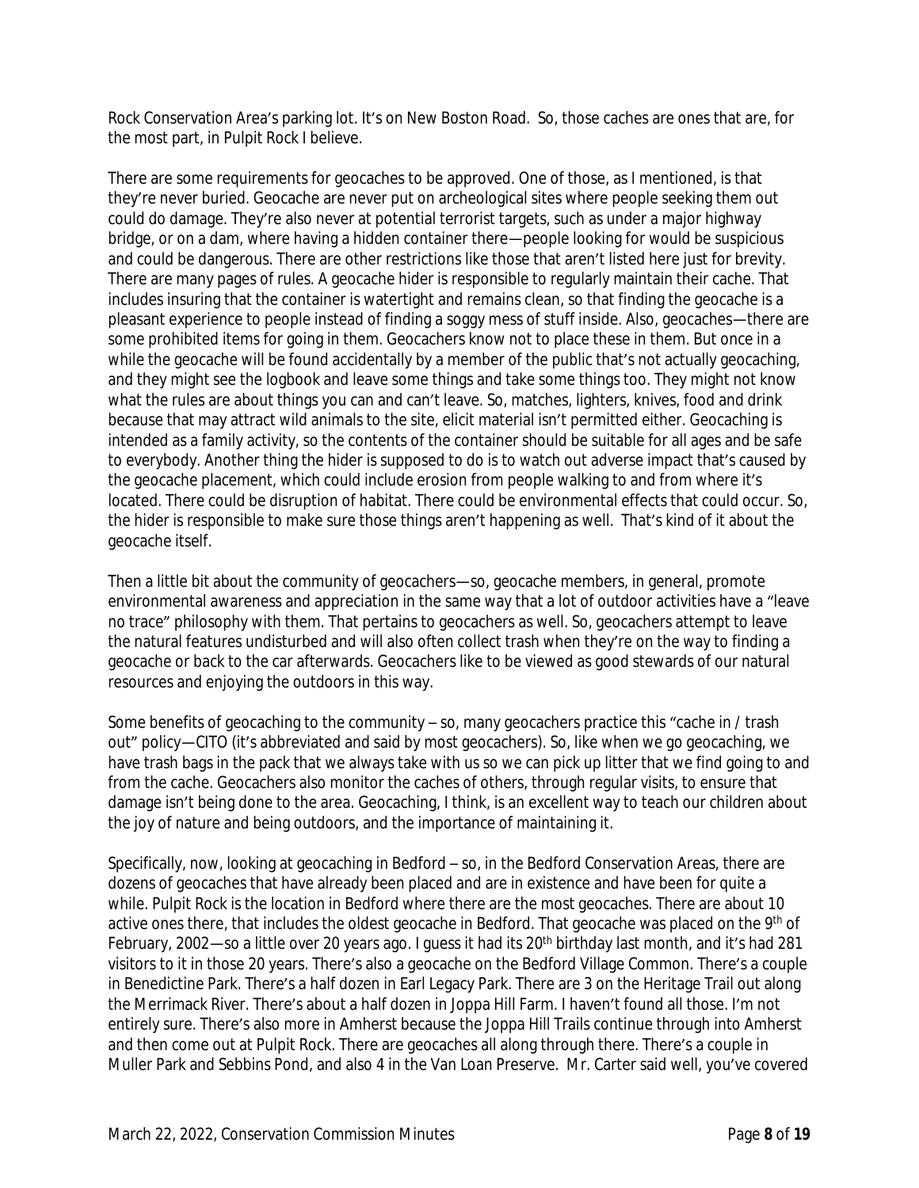Rock Conservation Area's parking lot. It's on New Boston Road. So, those caches are ones that are, for the most part, in Pulpit Rock I believe.

There are some requirements for geocaches to be approved. One of those, as I mentioned, is that they're never buried. Geocache are never put on archeological sites where people seeking them out could do damage. They're also never at potential terrorist targets, such as under a major highway bridge, or on a dam, where having a hidden container there—people looking for would be suspicious and could be dangerous. There are other restrictions like those that aren't listed here just for brevity. There are many pages of rules. A geocache hider is responsible to regularly maintain their cache. That includes insuring that the container is watertight and remains clean, so that finding the geocache is a pleasant experience to people instead of finding a soggy mess of stuff inside. Also, geocaches—there are some prohibited items for going in them. Geocachers know not to place these in them. But once in a while the geocache will be found accidentally by a member of the public that's not actually geocaching, and they might see the logbook and leave some things and take some things too. They might not know what the rules are about things you can and can't leave. So, matches, lighters, knives, food and drink because that may attract wild animals to the site, elicit material isn't permitted either. Geocaching is intended as a family activity, so the contents of the container should be suitable for all ages and be safe to everybody. Another thing the hider is supposed to do is to watch out adverse impact that's caused by the geocache placement, which could include erosion from people walking to and from where it's located. There could be disruption of habitat. There could be environmental effects that could occur. So, the hider is responsible to make sure those things aren't happening as well. That's kind of it about the geocache itself.

Then a little bit about the community of geocachers—so, geocache members, in general, promote environmental awareness and appreciation in the same way that a lot of outdoor activities have a "leave no trace" philosophy with them. That pertains to geocachers as well. So, geocachers attempt to leave the natural features undisturbed and will also often collect trash when they're on the way to finding a geocache or back to the car afterwards. Geocachers like to be viewed as good stewards of our natural resources and enjoying the outdoors in this way.

Some benefits of geocaching to the community – so, many geocachers practice this "cache in / trash out" policy—CITO (it's abbreviated and said by most geocachers). So, like when we go geocaching, we have trash bags in the pack that we always take with us so we can pick up litter that we find going to and from the cache. Geocachers also monitor the caches of others, through regular visits, to ensure that damage isn't being done to the area. Geocaching, I think, is an excellent way to teach our children about the joy of nature and being outdoors, and the importance of maintaining it.

Specifically, now, looking at geocaching in Bedford – so, in the Bedford Conservation Areas, there are dozens of geocaches that have already been placed and are in existence and have been for quite a while. Pulpit Rock is the location in Bedford where there are the most geocaches. There are about 10 active ones there, that includes the oldest geocache in Bedford. That geocache was placed on the 9th of February, 2002—so a little over 20 years ago. I guess it had its 20th birthday last month, and it's had 281 visitors to it in those 20 years. There's also a geocache on the Bedford Village Common. There's a couple in Benedictine Park. There's a half dozen in Earl Legacy Park. There are 3 on the Heritage Trail out along the Merrimack River. There's about a half dozen in Joppa Hill Farm. I haven't found all those. I'm not entirely sure. There's also more in Amherst because the Joppa Hill Trails continue through into Amherst and then come out at Pulpit Rock. There are geocaches all along through there. There's a couple in Muller Park and Sebbins Pond, and also 4 in the Van Loan Preserve. Mr. Carter said well, you've covered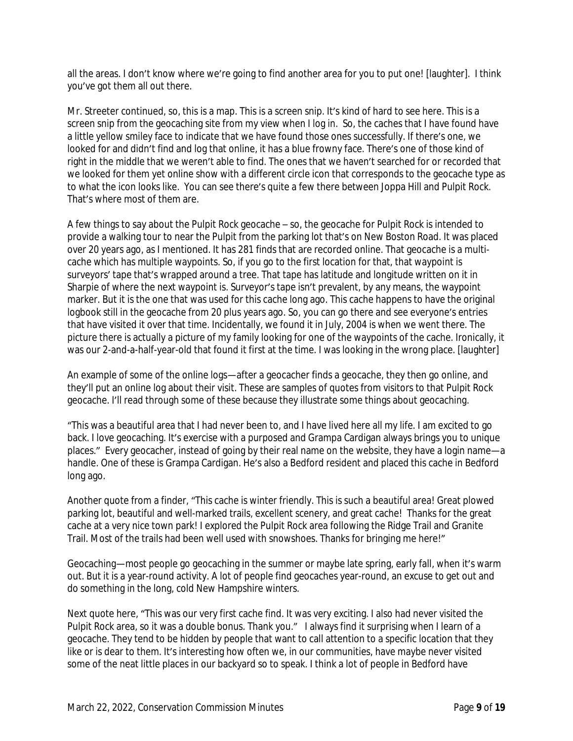all the areas. I don't know where we're going to find another area for you to put one! [laughter]. I think you've got them all out there.

Mr. Streeter continued, so, this is a map. This is a screen snip. It's kind of hard to see here. This is a screen snip from the geocaching site from my view when I log in. So, the caches that I have found have a little yellow smiley face to indicate that we have found those ones successfully. If there's one, we looked for and didn't find and log that online, it has a blue frowny face. There's one of those kind of right in the middle that we weren't able to find. The ones that we haven't searched for or recorded that we looked for them yet online show with a different circle icon that corresponds to the geocache type as to what the icon looks like. You can see there's quite a few there between Joppa Hill and Pulpit Rock. That's where most of them are.

A few things to say about the Pulpit Rock geocache – so, the geocache for Pulpit Rock is intended to provide a walking tour to near the Pulpit from the parking lot that's on New Boston Road. It was placed over 20 years ago, as I mentioned. It has 281 finds that are recorded online. That geocache is a multi-cache which has multiple waypoints. So, if you go to the first location for that, that waypoint is surveyors' tape that's wrapped around a tree. That tape has latitude and longitude written on it in Sharpie of where the next waypoint is. Surveyor's tape isn't prevalent, by any means, the waypoint marker. But it is the one that was used for this cache long ago. This cache happens to have the original logbook still in the geocache from 20 plus years ago. So, you can go there and see everyone's entries that have visited it over that time. Incidentally, we found it in July, 2004 is when we went there. The picture there is actually a picture of my family looking for one of the waypoints of the cache. Ironically, it was our 2-and-a-half-year-old that found it first at the time. I was looking in the wrong place. [laughter]

An example of some of the online logs—after a geocacher finds a geocache, they then go online, and they'll put an online log about their visit. These are samples of quotes from visitors to that Pulpit Rock geocache. I'll read through some of these because they illustrate some things about geocaching.

"This was a beautiful area that I had never been to, and I have lived here all my life. I am excited to go back. I love geocaching. It's exercise with a purposed and Grampa Cardigan always brings you to unique places." Every geocacher, instead of going by their real name on the website, they have a login name—a handle. One of these is Grampa Cardigan. He's also a Bedford resident and placed this cache in Bedford long ago.

Another quote from a finder, "This cache is winter friendly. This is such a beautiful area! Great plowed parking lot, beautiful and well-marked trails, excellent scenery, and great cache! Thanks for the great cache at a very nice town park! I explored the Pulpit Rock area following the Ridge Trail and Granite Trail. Most of the trails had been well used with snowshoes. Thanks for bringing me here!"

Geocaching—most people go geocaching in the summer or maybe late spring, early fall, when it's warm out. But it is a year-round activity. A lot of people find geocaches year-round, an excuse to get out and do something in the long, cold New Hampshire winters.

Next quote here, "This was our very first cache find. It was very exciting. I also had never visited the Pulpit Rock area, so it was a double bonus. Thank you." I always find it surprising when I learn of a geocache. They tend to be hidden by people that want to call attention to a specific location that they like or is dear to them. It's interesting how often we, in our communities, have maybe never visited some of the neat little places in our backyard so to speak. I think a lot of people in Bedford have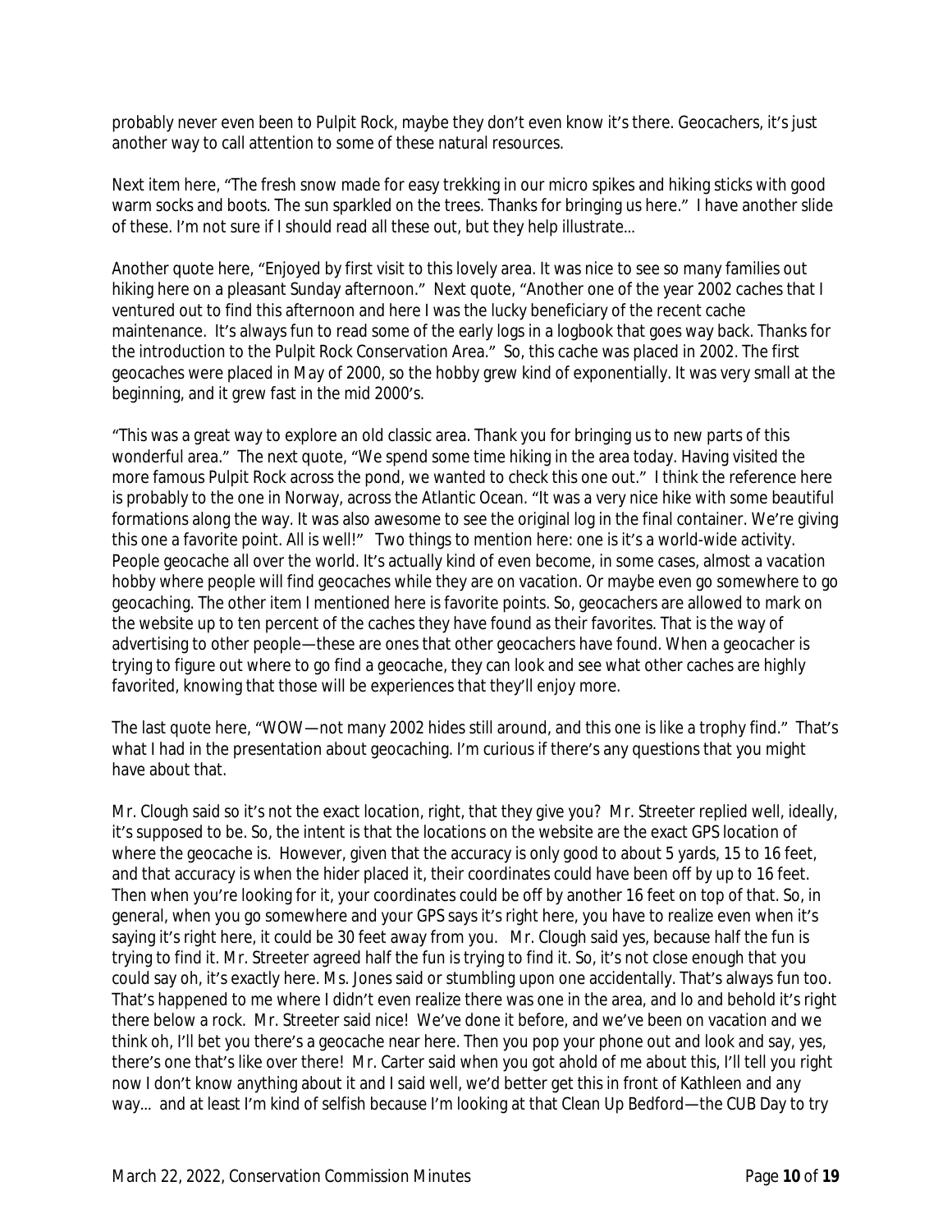probably never even been to Pulpit Rock, maybe they don't even know it's there. Geocachers, it's just another way to call attention to some of these natural resources.

Next item here, "The fresh snow made for easy trekking in our micro spikes and hiking sticks with good warm socks and boots. The sun sparkled on the trees. Thanks for bringing us here." I have another slide of these. I'm not sure if I should read all these out, but they help illustrate…

Another quote here, "Enjoyed by first visit to this lovely area. It was nice to see so many families out hiking here on a pleasant Sunday afternoon." Next quote, "Another one of the year 2002 caches that I ventured out to find this afternoon and here I was the lucky beneficiary of the recent cache maintenance. It's always fun to read some of the early logs in a logbook that goes way back. Thanks for the introduction to the Pulpit Rock Conservation Area." So, this cache was placed in 2002. The first geocaches were placed in May of 2000, so the hobby grew kind of exponentially. It was very small at the beginning, and it grew fast in the mid 2000's.

"This was a great way to explore an old classic area. Thank you for bringing us to new parts of this wonderful area." The next quote, "We spend some time hiking in the area today. Having visited the more famous Pulpit Rock across the pond, we wanted to check this one out." I think the reference here is probably to the one in Norway, across the Atlantic Ocean. "It was a very nice hike with some beautiful formations along the way. It was also awesome to see the original log in the final container. We're giving this one a favorite point. All is well!" Two things to mention here: one is it's a world-wide activity. People geocache all over the world. It's actually kind of even become, in some cases, almost a vacation hobby where people will find geocaches while they are on vacation. Or maybe even go somewhere to go geocaching. The other item I mentioned here is favorite points. So, geocachers are allowed to mark on the website up to ten percent of the caches they have found as their favorites. That is the way of advertising to other people—these are ones that other geocachers have found. When a geocacher is trying to figure out where to go find a geocache, they can look and see what other caches are highly favorited, knowing that those will be experiences that they'll enjoy more.

The last quote here, "WOW—not many 2002 hides still around, and this one is like a trophy find." That's what I had in the presentation about geocaching. I'm curious if there's any questions that you might have about that.

Mr. Clough said so it's not the exact location, right, that they give you? Mr. Streeter replied well, ideally, it's supposed to be. So, the intent is that the locations on the website are the exact GPS location of where the geocache is. However, given that the accuracy is only good to about 5 yards, 15 to 16 feet, and that accuracy is when the hider placed it, their coordinates could have been off by up to 16 feet. Then when you're looking for it, your coordinates could be off by another 16 feet on top of that. So, in general, when you go somewhere and your GPS says it's right here, you have to realize even when it's saying it's right here, it could be 30 feet away from you. Mr. Clough said yes, because half the fun is trying to find it. Mr. Streeter agreed half the fun is trying to find it. So, it's not close enough that you could say oh, it's exactly here. Ms. Jones said or stumbling upon one accidentally. That's always fun too. That's happened to me where I didn't even realize there was one in the area, and lo and behold it's right there below a rock. Mr. Streeter said nice! We've done it before, and we've been on vacation and we think oh, I'll bet you there's a geocache near here. Then you pop your phone out and look and say, yes, there's one that's like over there! Mr. Carter said when you got ahold of me about this, I'll tell you right now I don't know anything about it and I said well, we'd better get this in front of Kathleen and any way… and at least I'm kind of selfish because I'm looking at that Clean Up Bedford—the CUB Day to try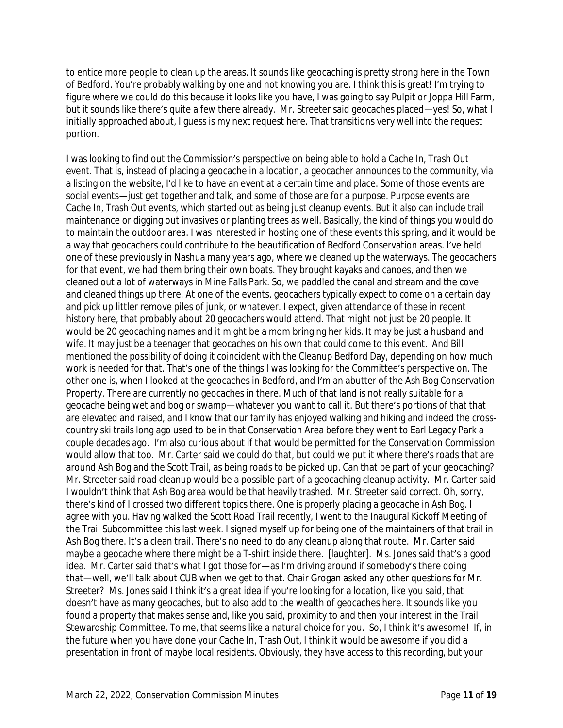to entice more people to clean up the areas. It sounds like geocaching is pretty strong here in the Town of Bedford. You're probably walking by one and not knowing you are. I think this is great! I'm trying to figure where we could do this because it looks like you have, I was going to say Pulpit or Joppa Hill Farm, but it sounds like there's quite a few there already. Mr. Streeter said geocaches placed—yes! So, what I initially approached about, I guess is my next request here. That transitions very well into the request portion.

I was looking to find out the Commission's perspective on being able to hold a Cache In, Trash Out event. That is, instead of placing a geocache in a location, a geocacher announces to the community, via a listing on the website, I'd like to have an event at a certain time and place. Some of those events are social events—just get together and talk, and some of those are for a purpose. Purpose events are Cache In, Trash Out events, which started out as being just cleanup events. But it also can include trail maintenance or digging out invasives or planting trees as well. Basically, the kind of things you would do to maintain the outdoor area. I was interested in hosting one of these events this spring, and it would be a way that geocachers could contribute to the beautification of Bedford Conservation areas. I've held one of these previously in Nashua many years ago, where we cleaned up the waterways. The geocachers for that event, we had them bring their own boats. They brought kayaks and canoes, and then we cleaned out a lot of waterways in Mine Falls Park. So, we paddled the canal and stream and the cove and cleaned things up there. At one of the events, geocachers typically expect to come on a certain day and pick up littler remove piles of junk, or whatever. I expect, given attendance of these in recent history here, that probably about 20 geocachers would attend. That might not just be 20 people. It would be 20 geocaching names and it might be a mom bringing her kids. It may be just a husband and wife. It may just be a teenager that geocaches on his own that could come to this event. And Bill mentioned the possibility of doing it coincident with the Cleanup Bedford Day, depending on how much work is needed for that. That's one of the things I was looking for the Committee's perspective on. The other one is, when I looked at the geocaches in Bedford, and I'm an abutter of the Ash Bog Conservation Property. There are currently no geocaches in there. Much of that land is not really suitable for a geocache being wet and bog or swamp—whatever you want to call it. But there's portions of that that are elevated and raised, and I know that our family has enjoyed walking and hiking and indeed the cross-country ski trails long ago used to be in that Conservation Area before they went to Earl Legacy Park a couple decades ago. I'm also curious about if that would be permitted for the Conservation Commission would allow that too. Mr. Carter said we could do that, but could we put it where there's roads that are around Ash Bog and the Scott Trail, as being roads to be picked up. Can that be part of your geocaching? Mr. Streeter said road cleanup would be a possible part of a geocaching cleanup activity. Mr. Carter said I wouldn't think that Ash Bog area would be that heavily trashed. Mr. Streeter said correct. Oh, sorry, there's kind of I crossed two different topics there. One is properly placing a geocache in Ash Bog. I agree with you. Having walked the Scott Road Trail recently, I went to the Inaugural Kickoff Meeting of the Trail Subcommittee this last week. I signed myself up for being one of the maintainers of that trail in Ash Bog there. It's a clean trail. There's no need to do any cleanup along that route. Mr. Carter said maybe a geocache where there might be a T-shirt inside there. [laughter]. Ms. Jones said that's a good idea. Mr. Carter said that's what I got those for—as I'm driving around if somebody's there doing that—well, we'll talk about CUB when we get to that. Chair Grogan asked any other questions for Mr. Streeter? Ms. Jones said I think it's a great idea if you're looking for a location, like you said, that doesn't have as many geocaches, but to also add to the wealth of geocaches here. It sounds like you found a property that makes sense and, like you said, proximity to and then your interest in the Trail Stewardship Committee. To me, that seems like a natural choice for you. So, I think it's awesome! If, in the future when you have done your Cache In, Trash Out, I think it would be awesome if you did a presentation in front of maybe local residents. Obviously, they have access to this recording, but your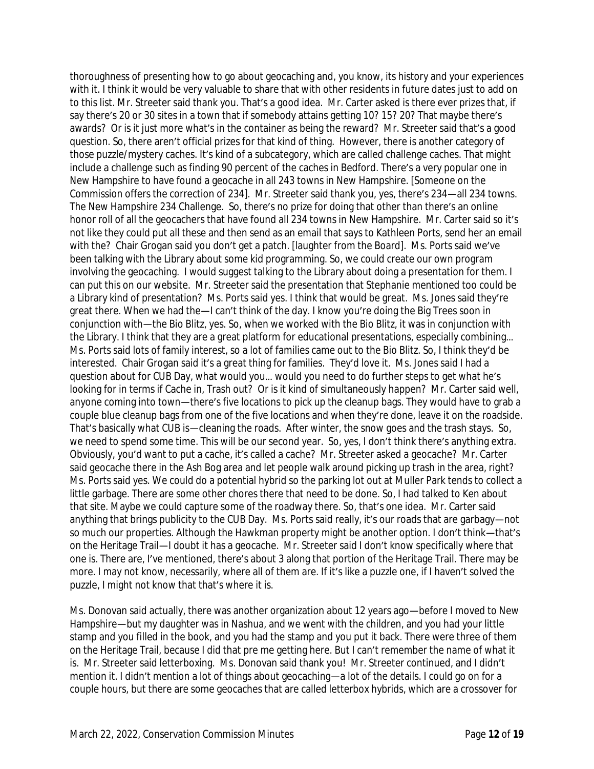thoroughness of presenting how to go about geocaching and, you know, its history and your experiences with it. I think it would be very valuable to share that with other residents in future dates just to add on to this list. Mr. Streeter said thank you. That's a good idea. Mr. Carter asked is there ever prizes that, if say there's 20 or 30 sites in a town that if somebody attains getting 10? 15? 20? That maybe there's awards? Or is it just more what's in the container as being the reward? Mr. Streeter said that's a good question. So, there aren't official prizes for that kind of thing. However, there is another category of those puzzle/mystery caches. It's kind of a subcategory, which are called challenge caches. That might include a challenge such as finding 90 percent of the caches in Bedford. There's a very popular one in New Hampshire to have found a geocache in all 243 towns in New Hampshire. [Someone on the Commission offers the correction of 234]. Mr. Streeter said thank you, yes, there's 234—all 234 towns. The New Hampshire 234 Challenge. So, there's no prize for doing that other than there's an online honor roll of all the geocachers that have found all 234 towns in New Hampshire. Mr. Carter said so it's not like they could put all these and then send as an email that says to Kathleen Ports, send her an email with the? Chair Grogan said you don't get a patch. [laughter from the Board]. Ms. Ports said we've been talking with the Library about some kid programming. So, we could create our own program involving the geocaching. I would suggest talking to the Library about doing a presentation for them. I can put this on our website. Mr. Streeter said the presentation that Stephanie mentioned too could be a Library kind of presentation? Ms. Ports said yes. I think that would be great. Ms. Jones said they're great there. When we had the—I can't think of the day. I know you're doing the Big Trees soon in conjunction with—the Bio Blitz, yes. So, when we worked with the Bio Blitz, it was in conjunction with the Library. I think that they are a great platform for educational presentations, especially combining... Ms. Ports said lots of family interest, so a lot of families came out to the Bio Blitz. So, I think they'd be interested. Chair Grogan said it's a great thing for families. They'd love it. Ms. Jones said I had a question about for CUB Day, what would you... would you need to do further steps to get what he's looking for in terms if Cache in, Trash out? Or is it kind of simultaneously happen? Mr. Carter said well, anyone coming into town—there's five locations to pick up the cleanup bags. They would have to grab a couple blue cleanup bags from one of the five locations and when they're done, leave it on the roadside. That's basically what CUB is—cleaning the roads. After winter, the snow goes and the trash stays. So, we need to spend some time. This will be our second year. So, yes, I don't think there's anything extra. Obviously, you'd want to put a cache, it's called a cache? Mr. Streeter asked a geocache? Mr. Carter said geocache there in the Ash Bog area and let people walk around picking up trash in the area, right? Ms. Ports said yes. We could do a potential hybrid so the parking lot out at Muller Park tends to collect a little garbage. There are some other chores there that need to be done. So, I had talked to Ken about that site. Maybe we could capture some of the roadway there. So, that's one idea. Mr. Carter said anything that brings publicity to the CUB Day. Ms. Ports said really, it's our roads that are garbagy—not so much our properties. Although the Hawkman property might be another option. I don't think—that's on the Heritage Trail—I doubt it has a geocache. Mr. Streeter said I don't know specifically where that one is. There are, I've mentioned, there's about 3 along that portion of the Heritage Trail. There may be more. I may not know, necessarily, where all of them are. If it's like a puzzle one, if I haven't solved the puzzle, I might not know that that's where it is.

Ms. Donovan said actually, there was another organization about 12 years ago—before I moved to New Hampshire—but my daughter was in Nashua, and we went with the children, and you had your little stamp and you filled in the book, and you had the stamp and you put it back. There were three of them on the Heritage Trail, because I did that pre me getting here. But I can't remember the name of what it is. Mr. Streeter said letterboxing. Ms. Donovan said thank you! Mr. Streeter continued, and I didn't mention it. I didn't mention a lot of things about geocaching—a lot of the details. I could go on for a couple hours, but there are some geocaches that are called letterbox hybrids, which are a crossover for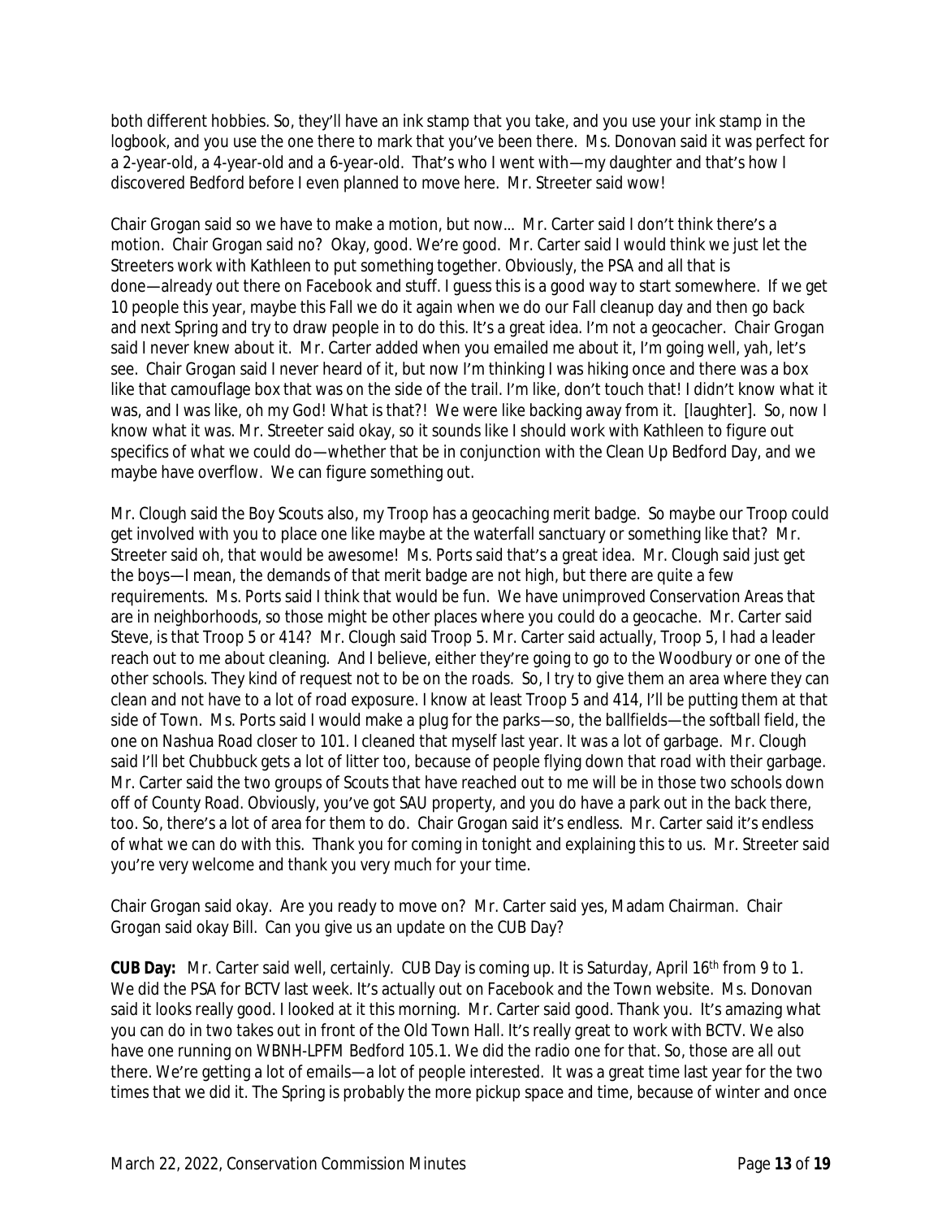both different hobbies. So, they'll have an ink stamp that you take, and you use your ink stamp in the logbook, and you use the one there to mark that you've been there. Ms. Donovan said it was perfect for a 2-year-old, a 4-year-old and a 6-year-old. That's who I went with—my daughter and that's how I discovered Bedford before I even planned to move here. Mr. Streeter said wow!

Chair Grogan said so we have to make a motion, but now... Mr. Carter said I don't think there's a motion. Chair Grogan said no? Okay, good. We're good. Mr. Carter said I would think we just let the Streeters work with Kathleen to put something together. Obviously, the PSA and all that is done—already out there on Facebook and stuff. I guess this is a good way to start somewhere. If we get 10 people this year, maybe this Fall we do it again when we do our Fall cleanup day and then go back and next Spring and try to draw people in to do this. It's a great idea. I'm not a geocacher. Chair Grogan said I never knew about it. Mr. Carter added when you emailed me about it, I'm going well, yah, let's see. Chair Grogan said I never heard of it, but now I'm thinking I was hiking once and there was a box like that camouflage box that was on the side of the trail. I'm like, don't touch that! I didn't know what it was, and I was like, oh my God! What is that?! We were like backing away from it. [laughter]. So, now I know what it was. Mr. Streeter said okay, so it sounds like I should work with Kathleen to figure out specifics of what we could do—whether that be in conjunction with the Clean Up Bedford Day, and we maybe have overflow. We can figure something out.

Mr. Clough said the Boy Scouts also, my Troop has a geocaching merit badge. So maybe our Troop could get involved with you to place one like maybe at the waterfall sanctuary or something like that? Mr. Streeter said oh, that would be awesome! Ms. Ports said that's a great idea. Mr. Clough said just get the boys—I mean, the demands of that merit badge are not high, but there are quite a few requirements. Ms. Ports said I think that would be fun. We have unimproved Conservation Areas that are in neighborhoods, so those might be other places where you could do a geocache. Mr. Carter said Steve, is that Troop 5 or 414? Mr. Clough said Troop 5. Mr. Carter said actually, Troop 5, I had a leader reach out to me about cleaning. And I believe, either they're going to go to the Woodbury or one of the other schools. They kind of request not to be on the roads. So, I try to give them an area where they can clean and not have to a lot of road exposure. I know at least Troop 5 and 414, I'll be putting them at that side of Town. Ms. Ports said I would make a plug for the parks—so, the ballfields—the softball field, the one on Nashua Road closer to 101. I cleaned that myself last year. It was a lot of garbage. Mr. Clough said I'll bet Chubbuck gets a lot of litter too, because of people flying down that road with their garbage. Mr. Carter said the two groups of Scouts that have reached out to me will be in those two schools down off of County Road. Obviously, you've got SAU property, and you do have a park out in the back there, too. So, there's a lot of area for them to do. Chair Grogan said it's endless. Mr. Carter said it's endless of what we can do with this. Thank you for coming in tonight and explaining this to us. Mr. Streeter said you're very welcome and thank you very much for your time.

Chair Grogan said okay. Are you ready to move on? Mr. Carter said yes, Madam Chairman. Chair Grogan said okay Bill. Can you give us an update on the CUB Day?

**CUB Day:** Mr. Carter said well, certainly. CUB Day is coming up. It is Saturday, April 16th from 9 to 1. We did the PSA for BCTV last week. It's actually out on Facebook and the Town website. Ms. Donovan said it looks really good. I looked at it this morning. Mr. Carter said good. Thank you. It's amazing what you can do in two takes out in front of the Old Town Hall. It's really great to work with BCTV. We also have one running on WBNH-LPFM Bedford 105.1. We did the radio one for that. So, those are all out there. We're getting a lot of emails—a lot of people interested. It was a great time last year for the two times that we did it. The Spring is probably the more pickup space and time, because of winter and once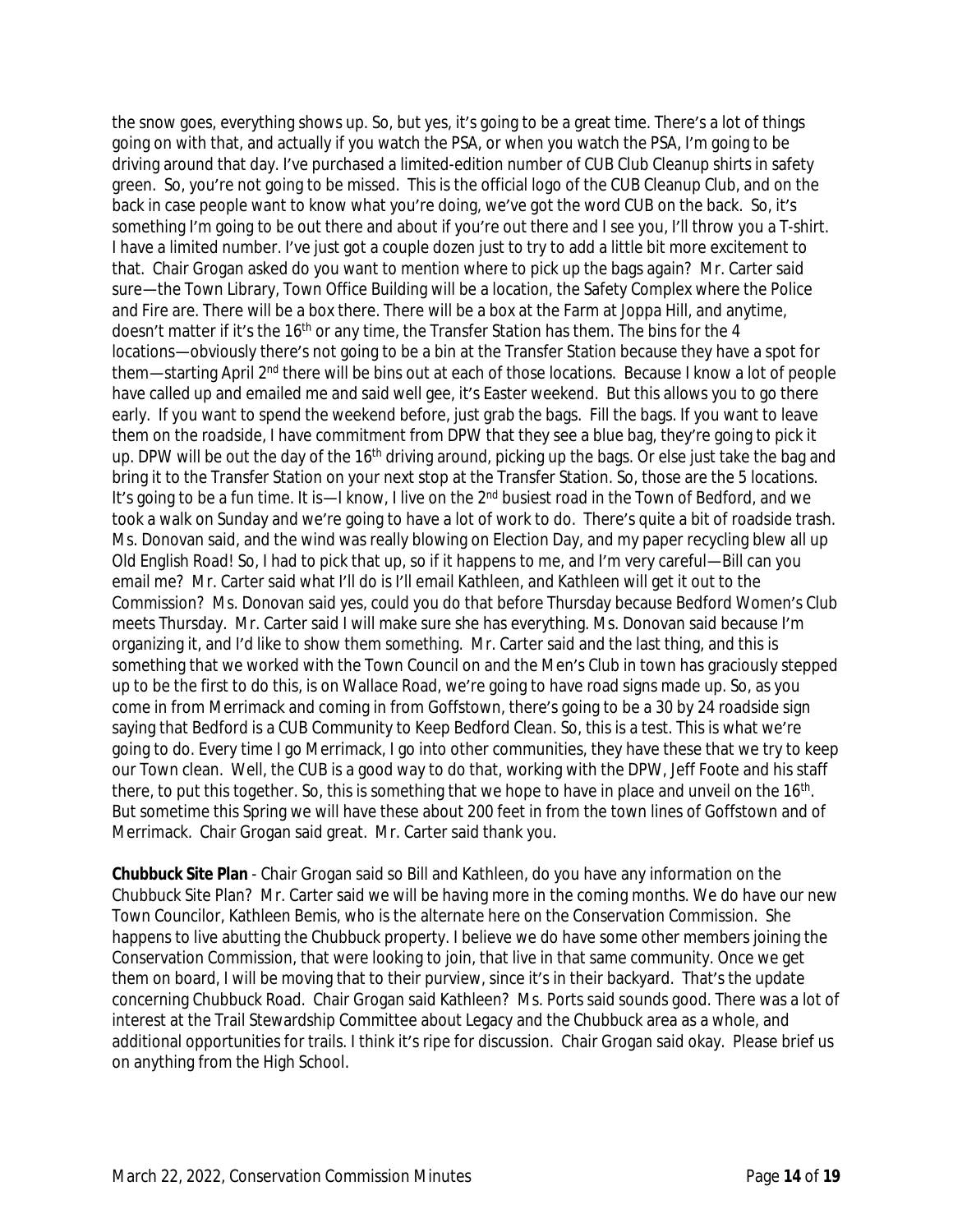the snow goes, everything shows up. So, but yes, it's going to be a great time. There's a lot of things going on with that, and actually if you watch the PSA, or when you watch the PSA, I'm going to be driving around that day. I've purchased a limited-edition number of CUB Club Cleanup shirts in safety green. So, you're not going to be missed. This is the official logo of the CUB Cleanup Club, and on the back in case people want to know what you're doing, we've got the word CUB on the back. So, it's something I'm going to be out there and about if you're out there and I see you, I'll throw you a T-shirt. I have a limited number. I've just got a couple dozen just to try to add a little bit more excitement to that. Chair Grogan asked do you want to mention where to pick up the bags again? Mr. Carter said sure—the Town Library, Town Office Building will be a location, the Safety Complex where the Police and Fire are. There will be a box there. There will be a box at the Farm at Joppa Hill, and anytime, doesn't matter if it's the 16th or any time, the Transfer Station has them. The bins for the 4 locations—obviously there's not going to be a bin at the Transfer Station because they have a spot for them—starting April 2nd there will be bins out at each of those locations. Because I know a lot of people have called up and emailed me and said well gee, it's Easter weekend. But this allows you to go there early. If you want to spend the weekend before, just grab the bags. Fill the bags. If you want to leave them on the roadside, I have commitment from DPW that they see a blue bag, they're going to pick it up. DPW will be out the day of the 16th driving around, picking up the bags. Or else just take the bag and bring it to the Transfer Station on your next stop at the Transfer Station. So, those are the 5 locations. It's going to be a fun time. It is—I know, I live on the 2nd busiest road in the Town of Bedford, and we took a walk on Sunday and we're going to have a lot of work to do. There's quite a bit of roadside trash. Ms. Donovan said, and the wind was really blowing on Election Day, and my paper recycling blew all up Old English Road! So, I had to pick that up, so if it happens to me, and I'm very careful—Bill can you email me? Mr. Carter said what I'll do is I'll email Kathleen, and Kathleen will get it out to the Commission? Ms. Donovan said yes, could you do that before Thursday because Bedford Women's Club meets Thursday. Mr. Carter said I will make sure she has everything. Ms. Donovan said because I'm organizing it, and I'd like to show them something. Mr. Carter said and the last thing, and this is something that we worked with the Town Council on and the Men's Club in town has graciously stepped up to be the first to do this, is on Wallace Road, we're going to have road signs made up. So, as you come in from Merrimack and coming in from Goffstown, there's going to be a 30 by 24 roadside sign saying that Bedford is a CUB Community to Keep Bedford Clean. So, this is a test. This is what we're going to do. Every time I go Merrimack, I go into other communities, they have these that we try to keep our Town clean. Well, the CUB is a good way to do that, working with the DPW, Jeff Foote and his staff there, to put this together. So, this is something that we hope to have in place and unveil on the 16th. But sometime this Spring we will have these about 200 feet in from the town lines of Goffstown and of Merrimack. Chair Grogan said great. Mr. Carter said thank you.

**Chubbuck Site Plan** - Chair Grogan said so Bill and Kathleen, do you have any information on the Chubbuck Site Plan? Mr. Carter said we will be having more in the coming months. We do have our new Town Councilor, Kathleen Bemis, who is the alternate here on the Conservation Commission. She happens to live abutting the Chubbuck property. I believe we do have some other members joining the Conservation Commission, that were looking to join, that live in that same community. Once we get them on board, I will be moving that to their purview, since it's in their backyard. That's the update concerning Chubbuck Road. Chair Grogan said Kathleen? Ms. Ports said sounds good. There was a lot of interest at the Trail Stewardship Committee about Legacy and the Chubbuck area as a whole, and additional opportunities for trails. I think it's ripe for discussion. Chair Grogan said okay. Please brief us on anything from the High School.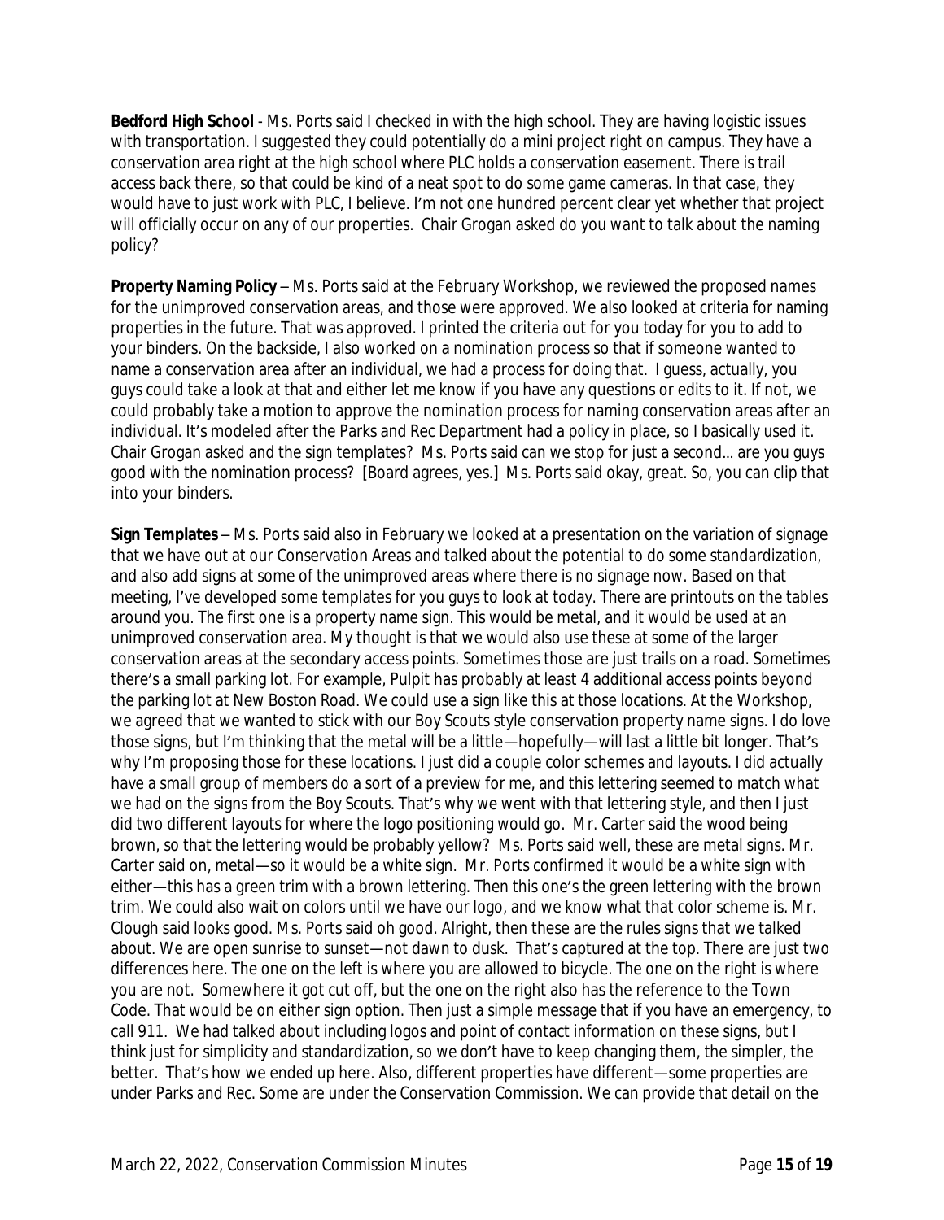**Bedford High School** - Ms. Ports said I checked in with the high school. They are having logistic issues with transportation. I suggested they could potentially do a mini project right on campus. They have a conservation area right at the high school where PLC holds a conservation easement. There is trail access back there, so that could be kind of a neat spot to do some game cameras. In that case, they would have to just work with PLC, I believe. I'm not one hundred percent clear yet whether that project will officially occur on any of our properties. Chair Grogan asked do you want to talk about the naming policy?

**Property Naming Policy** – Ms. Ports said at the February Workshop, we reviewed the proposed names for the unimproved conservation areas, and those were approved. We also looked at criteria for naming properties in the future. That was approved. I printed the criteria out for you today for you to add to your binders. On the backside, I also worked on a nomination process so that if someone wanted to name a conservation area after an individual, we had a process for doing that. I guess, actually, you guys could take a look at that and either let me know if you have any questions or edits to it. If not, we could probably take a motion to approve the nomination process for naming conservation areas after an individual. It's modeled after the Parks and Rec Department had a policy in place, so I basically used it. Chair Grogan asked and the sign templates? Ms. Ports said can we stop for just a second... are you guys good with the nomination process? [Board agrees, yes.] Ms. Ports said okay, great. So, you can clip that into your binders.

**Sign Templates** – Ms. Ports said also in February we looked at a presentation on the variation of signage that we have out at our Conservation Areas and talked about the potential to do some standardization, and also add signs at some of the unimproved areas where there is no signage now. Based on that meeting, I've developed some templates for you guys to look at today. There are printouts on the tables around you. The first one is a property name sign. This would be metal, and it would be used at an unimproved conservation area. My thought is that we would also use these at some of the larger conservation areas at the secondary access points. Sometimes those are just trails on a road. Sometimes there's a small parking lot. For example, Pulpit has probably at least 4 additional access points beyond the parking lot at New Boston Road. We could use a sign like this at those locations. At the Workshop, we agreed that we wanted to stick with our Boy Scouts style conservation property name signs. I do love those signs, but I'm thinking that the metal will be a little—hopefully—will last a little bit longer. That's why I'm proposing those for these locations. I just did a couple color schemes and layouts. I did actually have a small group of members do a sort of a preview for me, and this lettering seemed to match what we had on the signs from the Boy Scouts. That's why we went with that lettering style, and then I just did two different layouts for where the logo positioning would go. Mr. Carter said the wood being brown, so that the lettering would be probably yellow? Ms. Ports said well, these are metal signs. Mr. Carter said on, metal—so it would be a white sign. Mr. Ports confirmed it would be a white sign with either—this has a green trim with a brown lettering. Then this one's the green lettering with the brown trim. We could also wait on colors until we have our logo, and we know what that color scheme is. Mr. Clough said looks good. Ms. Ports said oh good. Alright, then these are the rules signs that we talked about. We are open sunrise to sunset—not dawn to dusk. That's captured at the top. There are just two differences here. The one on the left is where you are allowed to bicycle. The one on the right is where you are not. Somewhere it got cut off, but the one on the right also has the reference to the Town Code. That would be on either sign option. Then just a simple message that if you have an emergency, to call 911. We had talked about including logos and point of contact information on these signs, but I think just for simplicity and standardization, so we don't have to keep changing them, the simpler, the better. That's how we ended up here. Also, different properties have different—some properties are under Parks and Rec. Some are under the Conservation Commission. We can provide that detail on the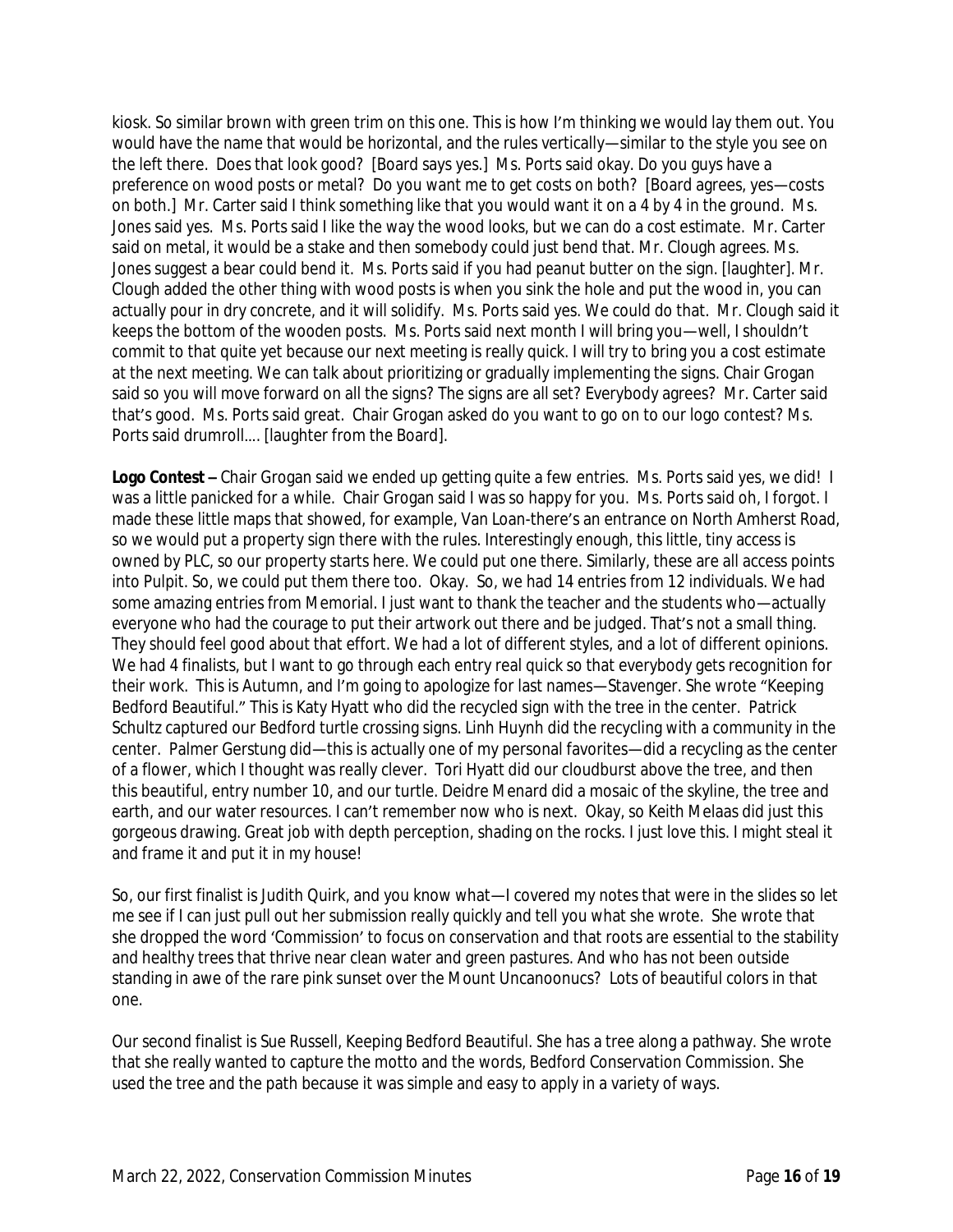kiosk. So similar brown with green trim on this one. This is how I'm thinking we would lay them out. You would have the name that would be horizontal, and the rules vertically—similar to the style you see on the left there. Does that look good? [Board says yes.] Ms. Ports said okay. Do you guys have a preference on wood posts or metal? Do you want me to get costs on both? [Board agrees, yes—costs on both.] Mr. Carter said I think something like that you would want it on a 4 by 4 in the ground. Ms. Jones said yes. Ms. Ports said I like the way the wood looks, but we can do a cost estimate. Mr. Carter said on metal, it would be a stake and then somebody could just bend that. Mr. Clough agrees. Ms. Jones suggest a bear could bend it. Ms. Ports said if you had peanut butter on the sign. [laughter]. Mr. Clough added the other thing with wood posts is when you sink the hole and put the wood in, you can actually pour in dry concrete, and it will solidify. Ms. Ports said yes. We could do that. Mr. Clough said it keeps the bottom of the wooden posts. Ms. Ports said next month I will bring you—well, I shouldn't commit to that quite yet because our next meeting is really quick. I will try to bring you a cost estimate at the next meeting. We can talk about prioritizing or gradually implementing the signs. Chair Grogan said so you will move forward on all the signs? The signs are all set? Everybody agrees? Mr. Carter said that's good. Ms. Ports said great. Chair Grogan asked do you want to go on to our logo contest? Ms. Ports said drumroll…. [laughter from the Board].

**Logo Contest –** Chair Grogan said we ended up getting quite a few entries. Ms. Ports said yes, we did! I was a little panicked for a while. Chair Grogan said I was so happy for you. Ms. Ports said oh, I forgot. I made these little maps that showed, for example, Van Loan-there's an entrance on North Amherst Road, so we would put a property sign there with the rules. Interestingly enough, this little, tiny access is owned by PLC, so our property starts here. We could put one there. Similarly, these are all access points into Pulpit. So, we could put them there too. Okay. So, we had 14 entries from 12 individuals. We had some amazing entries from Memorial. I just want to thank the teacher and the students who—actually everyone who had the courage to put their artwork out there and be judged. That's not a small thing. They should feel good about that effort. We had a lot of different styles, and a lot of different opinions. We had 4 finalists, but I want to go through each entry real quick so that everybody gets recognition for their work. This is Autumn, and I'm going to apologize for last names—Stavenger. She wrote "Keeping Bedford Beautiful." This is Katy Hyatt who did the recycled sign with the tree in the center. Patrick Schultz captured our Bedford turtle crossing signs. Linh Huynh did the recycling with a community in the center. Palmer Gerstung did—this is actually one of my personal favorites—did a recycling as the center of a flower, which I thought was really clever. Tori Hyatt did our cloudburst above the tree, and then this beautiful, entry number 10, and our turtle. Deidre Menard did a mosaic of the skyline, the tree and earth, and our water resources. I can't remember now who is next. Okay, so Keith Melaas did just this gorgeous drawing. Great job with depth perception, shading on the rocks. I just love this. I might steal it and frame it and put it in my house!

So, our first finalist is Judith Quirk, and you know what—I covered my notes that were in the slides so let me see if I can just pull out her submission really quickly and tell you what she wrote. She wrote that she dropped the word 'Commission' to focus on conservation and that roots are essential to the stability and healthy trees that thrive near clean water and green pastures. And who has not been outside standing in awe of the rare pink sunset over the Mount Uncanoonucs? Lots of beautiful colors in that one.

Our second finalist is Sue Russell, Keeping Bedford Beautiful. She has a tree along a pathway. She wrote that she really wanted to capture the motto and the words, Bedford Conservation Commission. She used the tree and the path because it was simple and easy to apply in a variety of ways.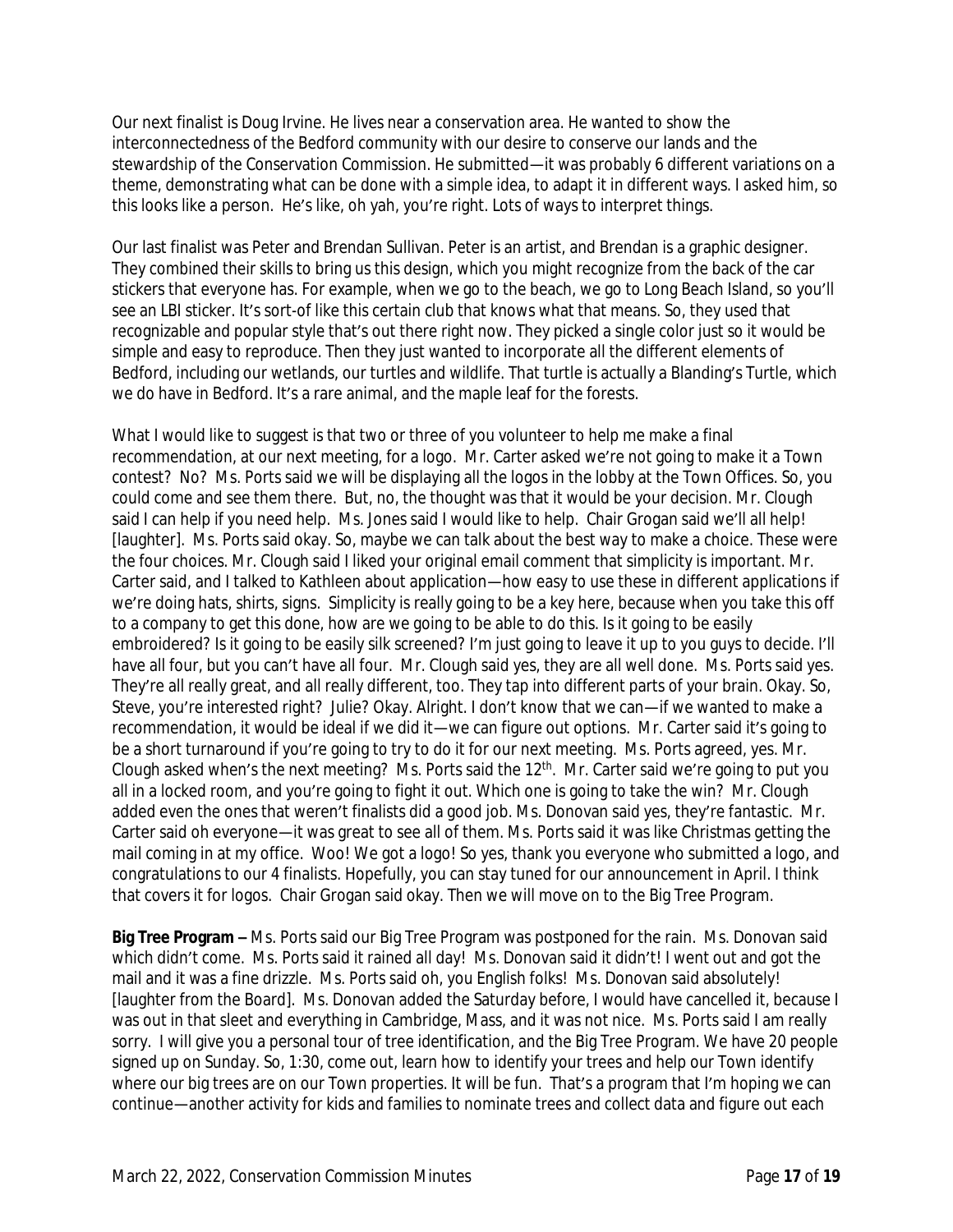Our next finalist is Doug Irvine. He lives near a conservation area. He wanted to show the interconnectedness of the Bedford community with our desire to conserve our lands and the stewardship of the Conservation Commission. He submitted—it was probably 6 different variations on a theme, demonstrating what can be done with a simple idea, to adapt it in different ways. I asked him, so this looks like a person. He's like, oh yah, you're right. Lots of ways to interpret things.

Our last finalist was Peter and Brendan Sullivan. Peter is an artist, and Brendan is a graphic designer. They combined their skills to bring us this design, which you might recognize from the back of the car stickers that everyone has. For example, when we go to the beach, we go to Long Beach Island, so you'll see an LBI sticker. It's sort-of like this certain club that knows what that means. So, they used that recognizable and popular style that's out there right now. They picked a single color just so it would be simple and easy to reproduce. Then they just wanted to incorporate all the different elements of Bedford, including our wetlands, our turtles and wildlife. That turtle is actually a Blanding's Turtle, which we do have in Bedford. It's a rare animal, and the maple leaf for the forests.

What I would like to suggest is that two or three of you volunteer to help me make a final recommendation, at our next meeting, for a logo. Mr. Carter asked we're not going to make it a Town contest? No? Ms. Ports said we will be displaying all the logos in the lobby at the Town Offices. So, you could come and see them there. But, no, the thought was that it would be your decision. Mr. Clough said I can help if you need help. Ms. Jones said I would like to help. Chair Grogan said we'll all help! [laughter]. Ms. Ports said okay. So, maybe we can talk about the best way to make a choice. These were the four choices. Mr. Clough said I liked your original email comment that simplicity is important. Mr. Carter said, and I talked to Kathleen about application—how easy to use these in different applications if we're doing hats, shirts, signs. Simplicity is really going to be a key here, because when you take this off to a company to get this done, how are we going to be able to do this. Is it going to be easily embroidered? Is it going to be easily silk screened? I'm just going to leave it up to you guys to decide. I'll have all four, but you can't have all four. Mr. Clough said yes, they are all well done. Ms. Ports said yes. They're all really great, and all really different, too. They tap into different parts of your brain. Okay. So, Steve, you're interested right? Julie? Okay. Alright. I don't know that we can—if we wanted to make a recommendation, it would be ideal if we did it—we can figure out options. Mr. Carter said it's going to be a short turnaround if you're going to try to do it for our next meeting. Ms. Ports agreed, yes. Mr. Clough asked when's the next meeting? Ms. Ports said the 12th. Mr. Carter said we're going to put you all in a locked room, and you're going to fight it out. Which one is going to take the win? Mr. Clough added even the ones that weren't finalists did a good job. Ms. Donovan said yes, they're fantastic. Mr. Carter said oh everyone—it was great to see all of them. Ms. Ports said it was like Christmas getting the mail coming in at my office. Woo! We got a logo! So yes, thank you everyone who submitted a logo, and congratulations to our 4 finalists. Hopefully, you can stay tuned for our announcement in April. I think that covers it for logos. Chair Grogan said okay. Then we will move on to the Big Tree Program.

**Big Tree Program –** Ms. Ports said our Big Tree Program was postponed for the rain. Ms. Donovan said which didn't come. Ms. Ports said it rained all day! Ms. Donovan said it didn't! I went out and got the mail and it was a fine drizzle. Ms. Ports said oh, you English folks! Ms. Donovan said absolutely! [laughter from the Board]. Ms. Donovan added the Saturday before, I would have cancelled it, because I was out in that sleet and everything in Cambridge, Mass, and it was not nice. Ms. Ports said I am really sorry. I will give you a personal tour of tree identification, and the Big Tree Program. We have 20 people signed up on Sunday. So, 1:30, come out, learn how to identify your trees and help our Town identify where our big trees are on our Town properties. It will be fun. That's a program that I'm hoping we can continue—another activity for kids and families to nominate trees and collect data and figure out each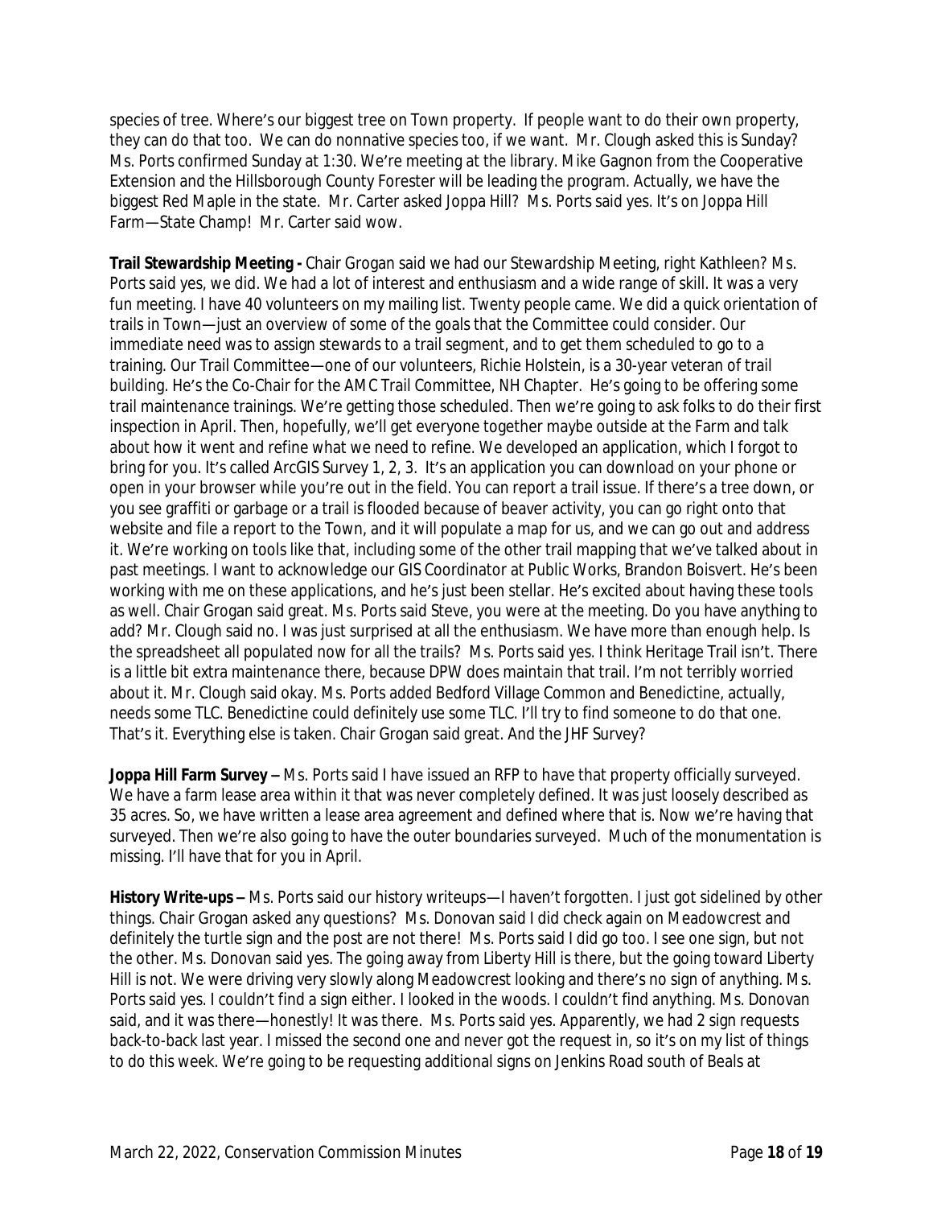species of tree. Where's our biggest tree on Town property. If people want to do their own property, they can do that too. We can do nonnative species too, if we want. Mr. Clough asked this is Sunday? Ms. Ports confirmed Sunday at 1:30. We're meeting at the library. Mike Gagnon from the Cooperative Extension and the Hillsborough County Forester will be leading the program. Actually, we have the biggest Red Maple in the state. Mr. Carter asked Joppa Hill? Ms. Ports said yes. It's on Joppa Hill Farm—State Champ! Mr. Carter said wow.

**Trail Stewardship Meeting -** Chair Grogan said we had our Stewardship Meeting, right Kathleen? Ms. Ports said yes, we did. We had a lot of interest and enthusiasm and a wide range of skill. It was a very fun meeting. I have 40 volunteers on my mailing list. Twenty people came. We did a quick orientation of trails in Town—just an overview of some of the goals that the Committee could consider. Our immediate need was to assign stewards to a trail segment, and to get them scheduled to go to a training. Our Trail Committee—one of our volunteers, Richie Holstein, is a 30-year veteran of trail building. He's the Co-Chair for the AMC Trail Committee, NH Chapter. He's going to be offering some trail maintenance trainings. We're getting those scheduled. Then we're going to ask folks to do their first inspection in April. Then, hopefully, we'll get everyone together maybe outside at the Farm and talk about how it went and refine what we need to refine. We developed an application, which I forgot to bring for you. It's called ArcGIS Survey 1, 2, 3. It's an application you can download on your phone or open in your browser while you're out in the field. You can report a trail issue. If there's a tree down, or you see graffiti or garbage or a trail is flooded because of beaver activity, you can go right onto that website and file a report to the Town, and it will populate a map for us, and we can go out and address it. We're working on tools like that, including some of the other trail mapping that we've talked about in past meetings. I want to acknowledge our GIS Coordinator at Public Works, Brandon Boisvert. He's been working with me on these applications, and he's just been stellar. He's excited about having these tools as well. Chair Grogan said great. Ms. Ports said Steve, you were at the meeting. Do you have anything to add? Mr. Clough said no. I was just surprised at all the enthusiasm. We have more than enough help. Is the spreadsheet all populated now for all the trails? Ms. Ports said yes. I think Heritage Trail isn't. There is a little bit extra maintenance there, because DPW does maintain that trail. I'm not terribly worried about it. Mr. Clough said okay. Ms. Ports added Bedford Village Common and Benedictine, actually, needs some TLC. Benedictine could definitely use some TLC. I'll try to find someone to do that one. That's it. Everything else is taken. Chair Grogan said great. And the JHF Survey?

**Joppa Hill Farm Survey –** Ms. Ports said I have issued an RFP to have that property officially surveyed. We have a farm lease area within it that was never completely defined. It was just loosely described as 35 acres. So, we have written a lease area agreement and defined where that is. Now we're having that surveyed. Then we're also going to have the outer boundaries surveyed. Much of the monumentation is missing. I'll have that for you in April.

**History Write-ups –** Ms. Ports said our history writeups—I haven't forgotten. I just got sidelined by other things. Chair Grogan asked any questions? Ms. Donovan said I did check again on Meadowcrest and definitely the turtle sign and the post are not there! Ms. Ports said I did go too. I see one sign, but not the other. Ms. Donovan said yes. The going away from Liberty Hill is there, but the going toward Liberty Hill is not. We were driving very slowly along Meadowcrest looking and there's no sign of anything. Ms. Ports said yes. I couldn't find a sign either. I looked in the woods. I couldn't find anything. Ms. Donovan said, and it was there—honestly! It was there. Ms. Ports said yes. Apparently, we had 2 sign requests back-to-back last year. I missed the second one and never got the request in, so it's on my list of things to do this week. We're going to be requesting additional signs on Jenkins Road south of Beals at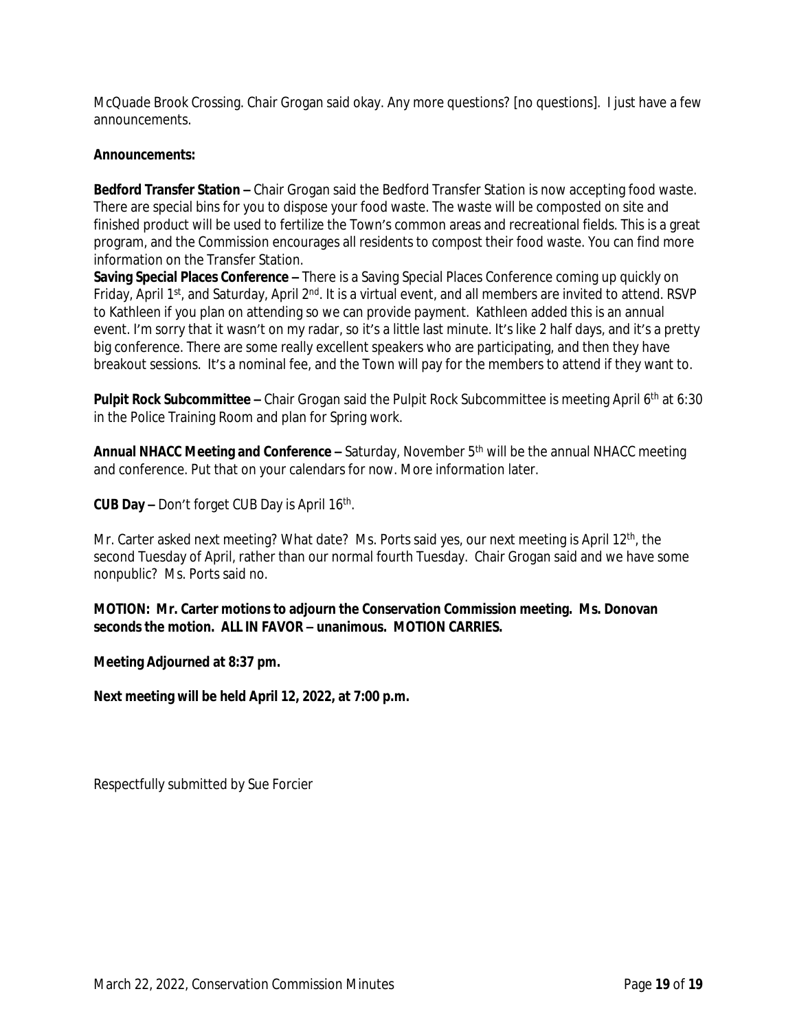McQuade Brook Crossing. Chair Grogan said okay. Any more questions? [no questions]. I just have a few announcements.

**Announcements:**

**Bedford Transfer Station –** Chair Grogan said the Bedford Transfer Station is now accepting food waste. There are special bins for you to dispose your food waste. The waste will be composted on site and finished product will be used to fertilize the Town's common areas and recreational fields. This is a great program, and the Commission encourages all residents to compost their food waste. You can find more information on the Transfer Station.

**Saving Special Places Conference –** There is a Saving Special Places Conference coming up quickly on Friday, April 1st, and Saturday, April 2nd. It is a virtual event, and all members are invited to attend. RSVP to Kathleen if you plan on attending so we can provide payment. Kathleen added this is an annual event. I'm sorry that it wasn't on my radar, so it's a little last minute. It's like 2 half days, and it's a pretty big conference. There are some really excellent speakers who are participating, and then they have breakout sessions. It's a nominal fee, and the Town will pay for the members to attend if they want to.

**Pulpit Rock Subcommittee –** Chair Grogan said the Pulpit Rock Subcommittee is meeting April 6th at 6:30 in the Police Training Room and plan for Spring work.

**Annual NHACC Meeting and Conference –** Saturday, November 5th will be the annual NHACC meeting and conference. Put that on your calendars for now. More information later.

**CUB Day –** Don't forget CUB Day is April 16th.

Mr. Carter asked next meeting? What date? Ms. Ports said yes, our next meeting is April 12th, the second Tuesday of April, rather than our normal fourth Tuesday. Chair Grogan said and we have some nonpublic? Ms. Ports said no.

**MOTION: Mr. Carter motions to adjourn the Conservation Commission meeting. Ms. Donovan seconds the motion. ALL IN FAVOR – unanimous. MOTION CARRIES.**

**Meeting Adjourned at 8:37 pm.**

**Next meeting will be held April 12, 2022, at 7:00 p.m.**

Respectfully submitted by Sue Forcier